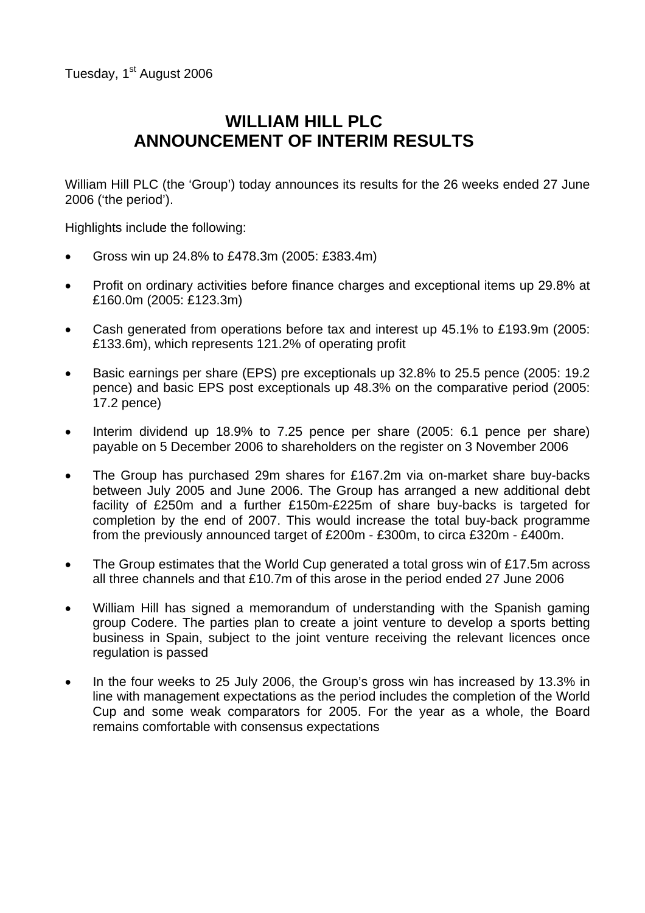Tuesday, 1st August 2006

# WILLIAM HILL PLC
# ANNOUNCEMENT OF INTERIM RESULTS

William Hill PLC (the 'Group') today announces its results for the 26 weeks ended 27 June 2006 ('the period').

Highlights include the following:

- Gross win up 24.8% to £478.3m (2005: £383.4m)

- Profit on ordinary activities before finance charges and exceptional items up 29.8% at £160.0m (2005: £123.3m)

- Cash generated from operations before tax and interest up 45.1% to £193.9m (2005: £133.6m), which represents 121.2% of operating profit

- Basic earnings per share (EPS) pre exceptionals up 32.8% to 25.5 pence (2005: 19.2 pence) and basic EPS post exceptionals up 48.3% on the comparative period (2005: 17.2 pence)

- Interim dividend up 18.9% to 7.25 pence per share (2005: 6.1 pence per share) payable on 5 December 2006 to shareholders on the register on 3 November 2006

- The Group has purchased 29m shares for £167.2m via on-market share buy-backs between July 2005 and June 2006. The Group has arranged a new additional debt facility of £250m and a further £150m-£225m of share buy-backs is targeted for completion by the end of 2007. This would increase the total buy-back programme from the previously announced target of £200m - £300m, to circa £320m - £400m.

- The Group estimates that the World Cup generated a total gross win of £17.5m across all three channels and that £10.7m of this arose in the period ended 27 June 2006

- William Hill has signed a memorandum of understanding with the Spanish gaming group Codere. The parties plan to create a joint venture to develop a sports betting business in Spain, subject to the joint venture receiving the relevant licences once regulation is passed

- In the four weeks to 25 July 2006, the Group's gross win has increased by 13.3% in line with management expectations as the period includes the completion of the World Cup and some weak comparators for 2005. For the year as a whole, the Board remains comfortable with consensus expectations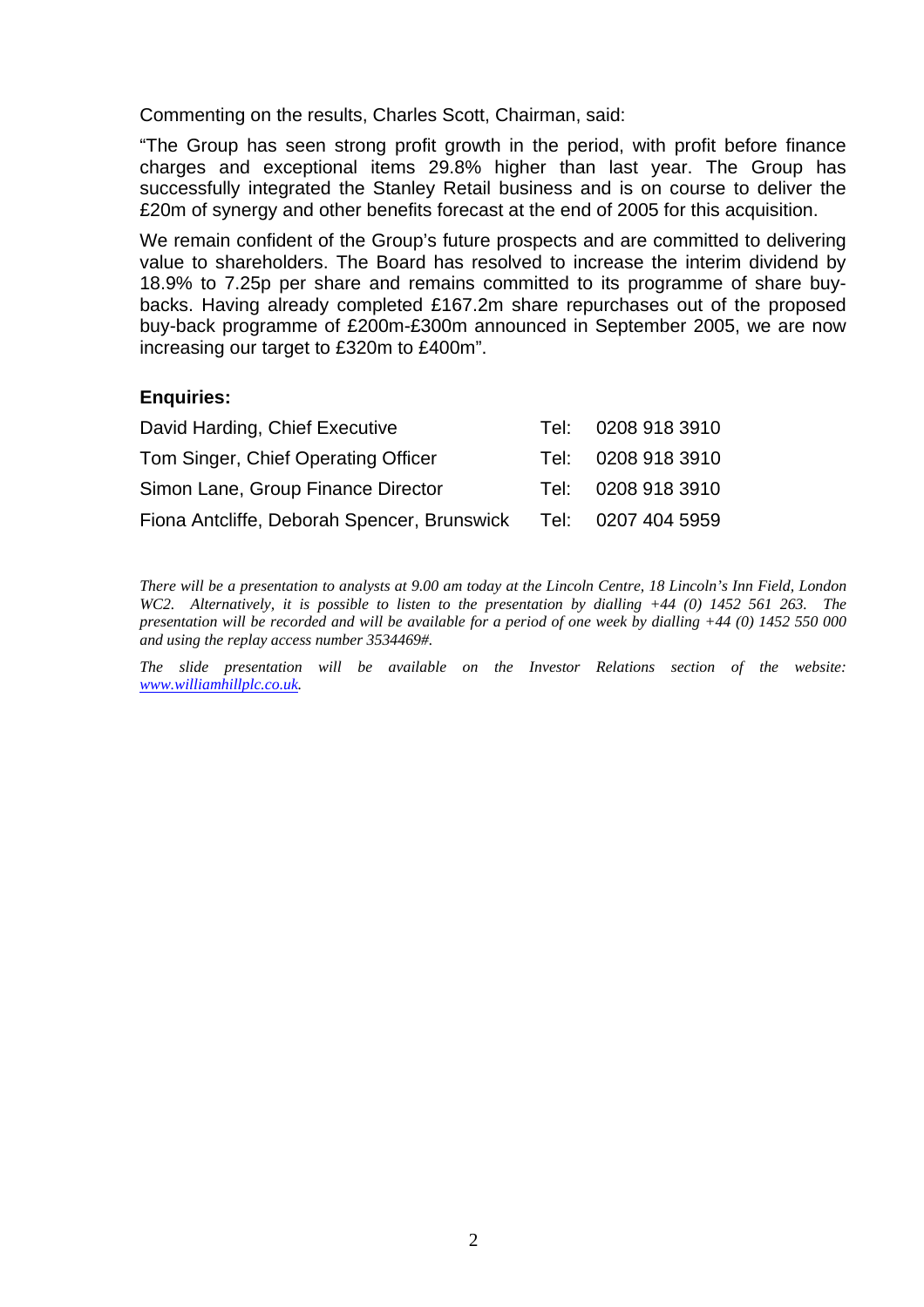Commenting on the results, Charles Scott, Chairman, said:

"The Group has seen strong profit growth in the period, with profit before finance charges and exceptional items 29.8% higher than last year. The Group has successfully integrated the Stanley Retail business and is on course to deliver the £20m of synergy and other benefits forecast at the end of 2005 for this acquisition.

We remain confident of the Group's future prospects and are committed to delivering value to shareholders. The Board has resolved to increase the interim dividend by 18.9% to 7.25p per share and remains committed to its programme of share buy-backs. Having already completed £167.2m share repurchases out of the proposed buy-back programme of £200m-£300m announced in September 2005, we are now increasing our target to £320m to £400m".

**Enquiries:**

| | |
|---|---|
| David Harding, Chief Executive | Tel: 0208 918 3910 |
| Tom Singer, Chief Operating Officer | Tel: 0208 918 3910 |
| Simon Lane, Group Finance Director | Tel: 0208 918 3910 |
| Fiona Antcliffe, Deborah Spencer, Brunswick | Tel: 0207 404 5959 |

*There will be a presentation to analysts at 9.00 am today at the Lincoln Centre, 18 Lincoln's Inn Field, London WC2. Alternatively, it is possible to listen to the presentation by dialling +44 (0) 1452 561 263. The presentation will be recorded and will be available for a period of one week by dialling +44 (0) 1452 550 000 and using the replay access number 3534469#.*

*The slide presentation will be available on the Investor Relations section of the website: www.williamhillplc.co.uk.*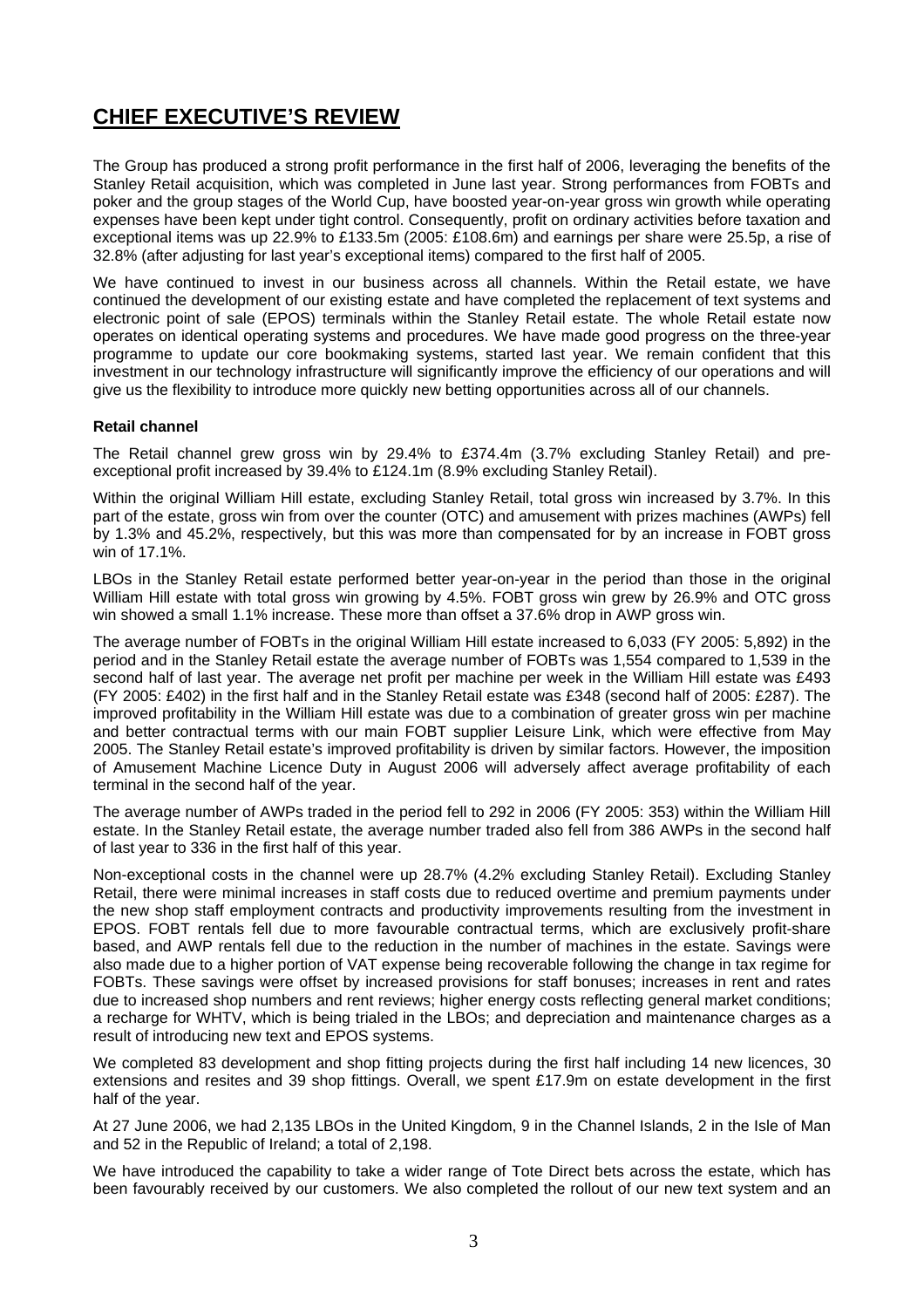# CHIEF EXECUTIVE'S REVIEW

The Group has produced a strong profit performance in the first half of 2006, leveraging the benefits of the Stanley Retail acquisition, which was completed in June last year. Strong performances from FOBTs and poker and the group stages of the World Cup, have boosted year-on-year gross win growth while operating expenses have been kept under tight control. Consequently, profit on ordinary activities before taxation and exceptional items was up 22.9% to £133.5m (2005: £108.6m) and earnings per share were 25.5p, a rise of 32.8% (after adjusting for last year's exceptional items) compared to the first half of 2005.

We have continued to invest in our business across all channels. Within the Retail estate, we have continued the development of our existing estate and have completed the replacement of text systems and electronic point of sale (EPOS) terminals within the Stanley Retail estate. The whole Retail estate now operates on identical operating systems and procedures. We have made good progress on the three-year programme to update our core bookmaking systems, started last year. We remain confident that this investment in our technology infrastructure will significantly improve the efficiency of our operations and will give us the flexibility to introduce more quickly new betting opportunities across all of our channels.

**Retail channel**

The Retail channel grew gross win by 29.4% to £374.4m (3.7% excluding Stanley Retail) and pre-exceptional profit increased by 39.4% to £124.1m (8.9% excluding Stanley Retail).

Within the original William Hill estate, excluding Stanley Retail, total gross win increased by 3.7%. In this part of the estate, gross win from over the counter (OTC) and amusement with prizes machines (AWPs) fell by 1.3% and 45.2%, respectively, but this was more than compensated for by an increase in FOBT gross win of 17.1%.

LBOs in the Stanley Retail estate performed better year-on-year in the period than those in the original William Hill estate with total gross win growing by 4.5%. FOBT gross win grew by 26.9% and OTC gross win showed a small 1.1% increase. These more than offset a 37.6% drop in AWP gross win.

The average number of FOBTs in the original William Hill estate increased to 6,033 (FY 2005: 5,892) in the period and in the Stanley Retail estate the average number of FOBTs was 1,554 compared to 1,539 in the second half of last year. The average net profit per machine per week in the William Hill estate was £493 (FY 2005: £402) in the first half and in the Stanley Retail estate was £348 (second half of 2005: £287). The improved profitability in the William Hill estate was due to a combination of greater gross win per machine and better contractual terms with our main FOBT supplier Leisure Link, which were effective from May 2005. The Stanley Retail estate's improved profitability is driven by similar factors. However, the imposition of Amusement Machine Licence Duty in August 2006 will adversely affect average profitability of each terminal in the second half of the year.

The average number of AWPs traded in the period fell to 292 in 2006 (FY 2005: 353) within the William Hill estate. In the Stanley Retail estate, the average number traded also fell from 386 AWPs in the second half of last year to 336 in the first half of this year.

Non-exceptional costs in the channel were up 28.7% (4.2% excluding Stanley Retail). Excluding Stanley Retail, there were minimal increases in staff costs due to reduced overtime and premium payments under the new shop staff employment contracts and productivity improvements resulting from the investment in EPOS. FOBT rentals fell due to more favourable contractual terms, which are exclusively profit-share based, and AWP rentals fell due to the reduction in the number of machines in the estate. Savings were also made due to a higher portion of VAT expense being recoverable following the change in tax regime for FOBTs. These savings were offset by increased provisions for staff bonuses; increases in rent and rates due to increased shop numbers and rent reviews; higher energy costs reflecting general market conditions; a recharge for WHTV, which is being trialed in the LBOs; and depreciation and maintenance charges as a result of introducing new text and EPOS systems.

We completed 83 development and shop fitting projects during the first half including 14 new licences, 30 extensions and resites and 39 shop fittings. Overall, we spent £17.9m on estate development in the first half of the year.

At 27 June 2006, we had 2,135 LBOs in the United Kingdom, 9 in the Channel Islands, 2 in the Isle of Man and 52 in the Republic of Ireland; a total of 2,198.

We have introduced the capability to take a wider range of Tote Direct bets across the estate, which has been favourably received by our customers. We also completed the rollout of our new text system and an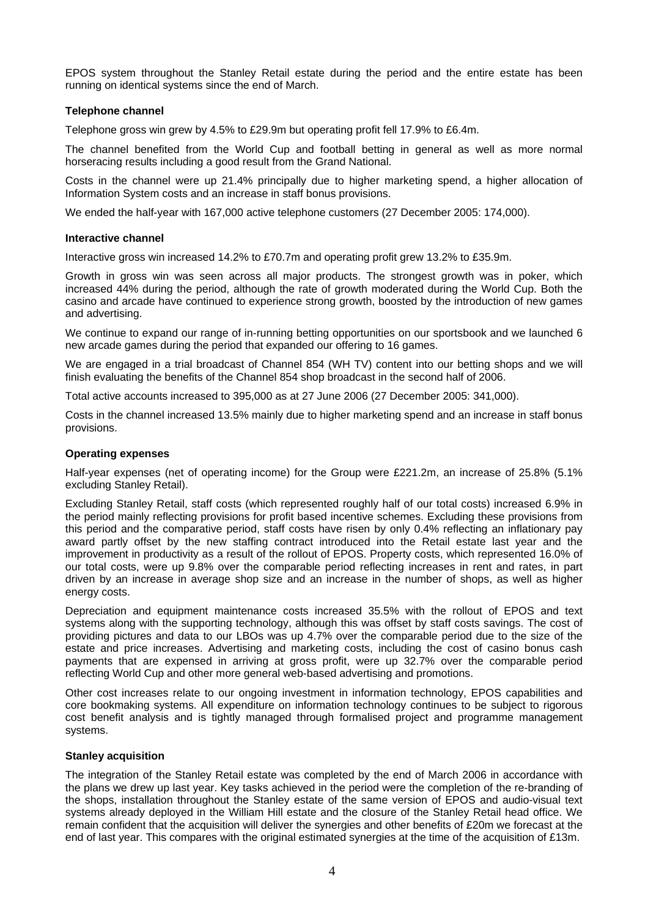EPOS system throughout the Stanley Retail estate during the period and the entire estate has been running on identical systems since the end of March.

**Telephone channel**

Telephone gross win grew by 4.5% to £29.9m but operating profit fell 17.9% to £6.4m.

The channel benefited from the World Cup and football betting in general as well as more normal horseracing results including a good result from the Grand National.

Costs in the channel were up 21.4% principally due to higher marketing spend, a higher allocation of Information System costs and an increase in staff bonus provisions.

We ended the half-year with 167,000 active telephone customers (27 December 2005: 174,000).

**Interactive channel**

Interactive gross win increased 14.2% to £70.7m and operating profit grew 13.2% to £35.9m.

Growth in gross win was seen across all major products. The strongest growth was in poker, which increased 44% during the period, although the rate of growth moderated during the World Cup. Both the casino and arcade have continued to experience strong growth, boosted by the introduction of new games and advertising.

We continue to expand our range of in-running betting opportunities on our sportsbook and we launched 6 new arcade games during the period that expanded our offering to 16 games.

We are engaged in a trial broadcast of Channel 854 (WH TV) content into our betting shops and we will finish evaluating the benefits of the Channel 854 shop broadcast in the second half of 2006.

Total active accounts increased to 395,000 as at 27 June 2006 (27 December 2005: 341,000).

Costs in the channel increased 13.5% mainly due to higher marketing spend and an increase in staff bonus provisions.

**Operating expenses**

Half-year expenses (net of operating income) for the Group were £221.2m, an increase of 25.8% (5.1% excluding Stanley Retail).

Excluding Stanley Retail, staff costs (which represented roughly half of our total costs) increased 6.9% in the period mainly reflecting provisions for profit based incentive schemes. Excluding these provisions from this period and the comparative period, staff costs have risen by only 0.4% reflecting an inflationary pay award partly offset by the new staffing contract introduced into the Retail estate last year and the improvement in productivity as a result of the rollout of EPOS. Property costs, which represented 16.0% of our total costs, were up 9.8% over the comparable period reflecting increases in rent and rates, in part driven by an increase in average shop size and an increase in the number of shops, as well as higher energy costs.

Depreciation and equipment maintenance costs increased 35.5% with the rollout of EPOS and text systems along with the supporting technology, although this was offset by staff costs savings. The cost of providing pictures and data to our LBOs was up 4.7% over the comparable period due to the size of the estate and price increases. Advertising and marketing costs, including the cost of casino bonus cash payments that are expensed in arriving at gross profit, were up 32.7% over the comparable period reflecting World Cup and other more general web-based advertising and promotions.

Other cost increases relate to our ongoing investment in information technology, EPOS capabilities and core bookmaking systems. All expenditure on information technology continues to be subject to rigorous cost benefit analysis and is tightly managed through formalised project and programme management systems.

**Stanley acquisition**

The integration of the Stanley Retail estate was completed by the end of March 2006 in accordance with the plans we drew up last year. Key tasks achieved in the period were the completion of the re-branding of the shops, installation throughout the Stanley estate of the same version of EPOS and audio-visual text systems already deployed in the William Hill estate and the closure of the Stanley Retail head office. We remain confident that the acquisition will deliver the synergies and other benefits of £20m we forecast at the end of last year. This compares with the original estimated synergies at the time of the acquisition of £13m.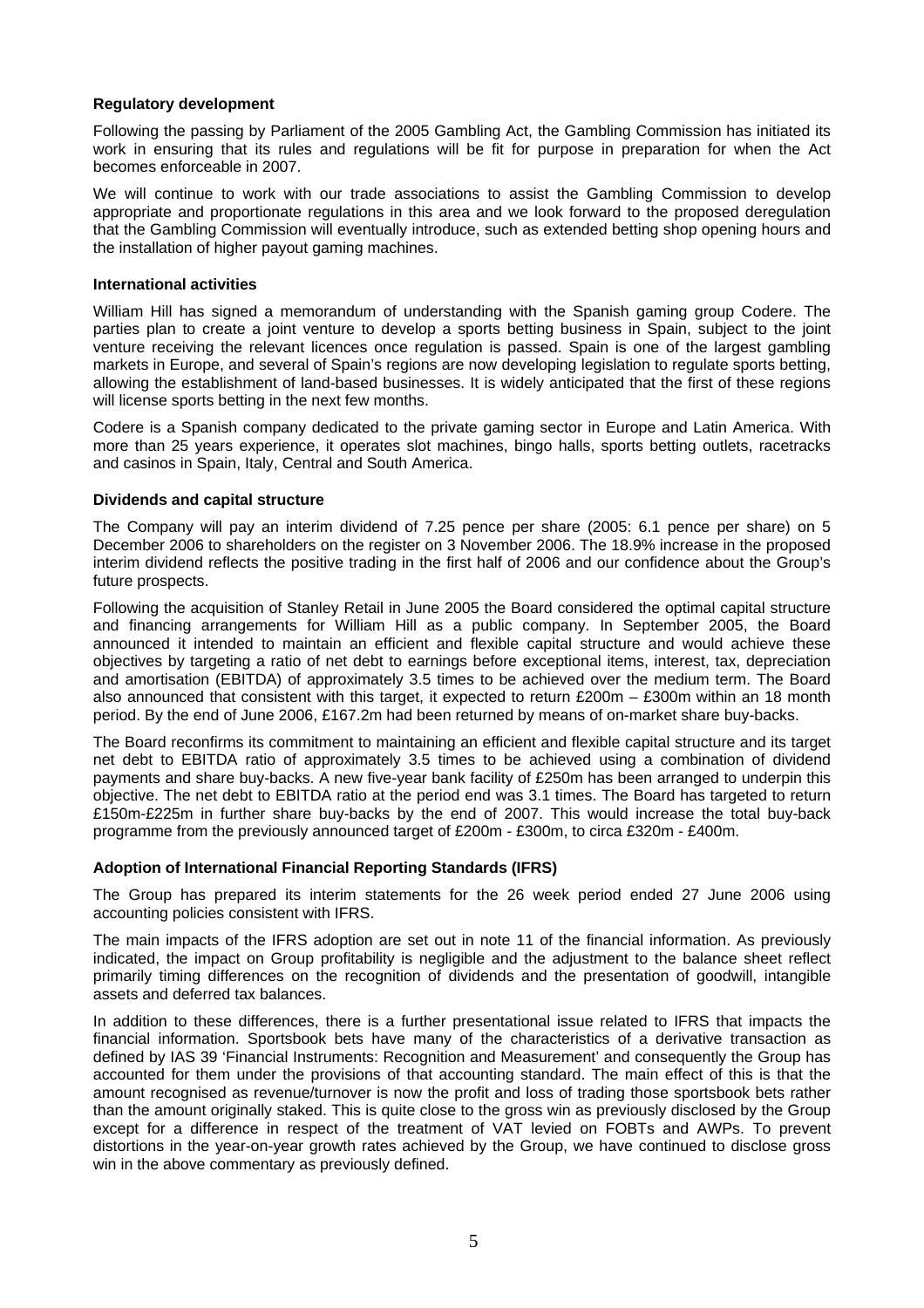## Regulatory development

Following the passing by Parliament of the 2005 Gambling Act, the Gambling Commission has initiated its work in ensuring that its rules and regulations will be fit for purpose in preparation for when the Act becomes enforceable in 2007.

We will continue to work with our trade associations to assist the Gambling Commission to develop appropriate and proportionate regulations in this area and we look forward to the proposed deregulation that the Gambling Commission will eventually introduce, such as extended betting shop opening hours and the installation of higher payout gaming machines.

## International activities

William Hill has signed a memorandum of understanding with the Spanish gaming group Codere. The parties plan to create a joint venture to develop a sports betting business in Spain, subject to the joint venture receiving the relevant licences once regulation is passed. Spain is one of the largest gambling markets in Europe, and several of Spain's regions are now developing legislation to regulate sports betting, allowing the establishment of land-based businesses. It is widely anticipated that the first of these regions will license sports betting in the next few months.

Codere is a Spanish company dedicated to the private gaming sector in Europe and Latin America. With more than 25 years experience, it operates slot machines, bingo halls, sports betting outlets, racetracks and casinos in Spain, Italy, Central and South America.

## Dividends and capital structure

The Company will pay an interim dividend of 7.25 pence per share (2005: 6.1 pence per share) on 5 December 2006 to shareholders on the register on 3 November 2006. The 18.9% increase in the proposed interim dividend reflects the positive trading in the first half of 2006 and our confidence about the Group's future prospects.

Following the acquisition of Stanley Retail in June 2005 the Board considered the optimal capital structure and financing arrangements for William Hill as a public company. In September 2005, the Board announced it intended to maintain an efficient and flexible capital structure and would achieve these objectives by targeting a ratio of net debt to earnings before exceptional items, interest, tax, depreciation and amortisation (EBITDA) of approximately 3.5 times to be achieved over the medium term. The Board also announced that consistent with this target, it expected to return £200m – £300m within an 18 month period. By the end of June 2006, £167.2m had been returned by means of on-market share buy-backs.

The Board reconfirms its commitment to maintaining an efficient and flexible capital structure and its target net debt to EBITDA ratio of approximately 3.5 times to be achieved using a combination of dividend payments and share buy-backs. A new five-year bank facility of £250m has been arranged to underpin this objective. The net debt to EBITDA ratio at the period end was 3.1 times. The Board has targeted to return £150m-£225m in further share buy-backs by the end of 2007. This would increase the total buy-back programme from the previously announced target of £200m - £300m, to circa £320m - £400m.

## Adoption of International Financial Reporting Standards (IFRS)

The Group has prepared its interim statements for the 26 week period ended 27 June 2006 using accounting policies consistent with IFRS.

The main impacts of the IFRS adoption are set out in note 11 of the financial information. As previously indicated, the impact on Group profitability is negligible and the adjustment to the balance sheet reflect primarily timing differences on the recognition of dividends and the presentation of goodwill, intangible assets and deferred tax balances.

In addition to these differences, there is a further presentational issue related to IFRS that impacts the financial information. Sportsbook bets have many of the characteristics of a derivative transaction as defined by IAS 39 'Financial Instruments: Recognition and Measurement' and consequently the Group has accounted for them under the provisions of that accounting standard. The main effect of this is that the amount recognised as revenue/turnover is now the profit and loss of trading those sportsbook bets rather than the amount originally staked. This is quite close to the gross win as previously disclosed by the Group except for a difference in respect of the treatment of VAT levied on FOBTs and AWPs. To prevent distortions in the year-on-year growth rates achieved by the Group, we have continued to disclose gross win in the above commentary as previously defined.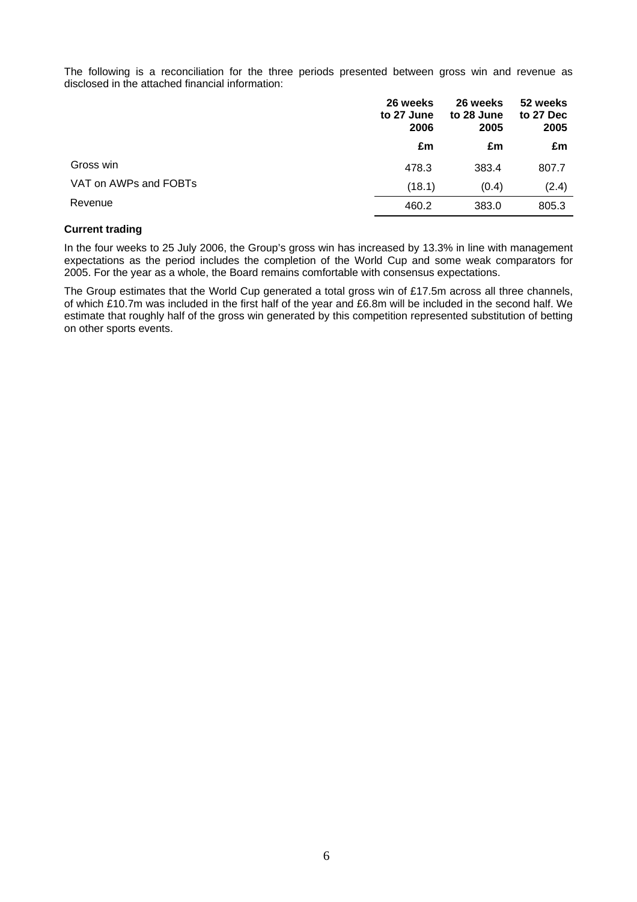The following is a reconciliation for the three periods presented between gross win and revenue as disclosed in the attached financial information:

| | 26 weeks to 27 June 2006 | 26 weeks to 28 June 2005 | 52 weeks to 27 Dec 2005 |
|---|---|---|---|
| | £m | £m | £m |
| Gross win | 478.3 | 383.4 | 807.7 |
| VAT on AWPs and FOBTs | (18.1) | (0.4) | (2.4) |
| Revenue | 460.2 | 383.0 | 805.3 |

**Current trading**

In the four weeks to 25 July 2006, the Group's gross win has increased by 13.3% in line with management expectations as the period includes the completion of the World Cup and some weak comparators for 2005. For the year as a whole, the Board remains comfortable with consensus expectations.

The Group estimates that the World Cup generated a total gross win of £17.5m across all three channels, of which £10.7m was included in the first half of the year and £6.8m will be included in the second half. We estimate that roughly half of the gross win generated by this competition represented substitution of betting on other sports events.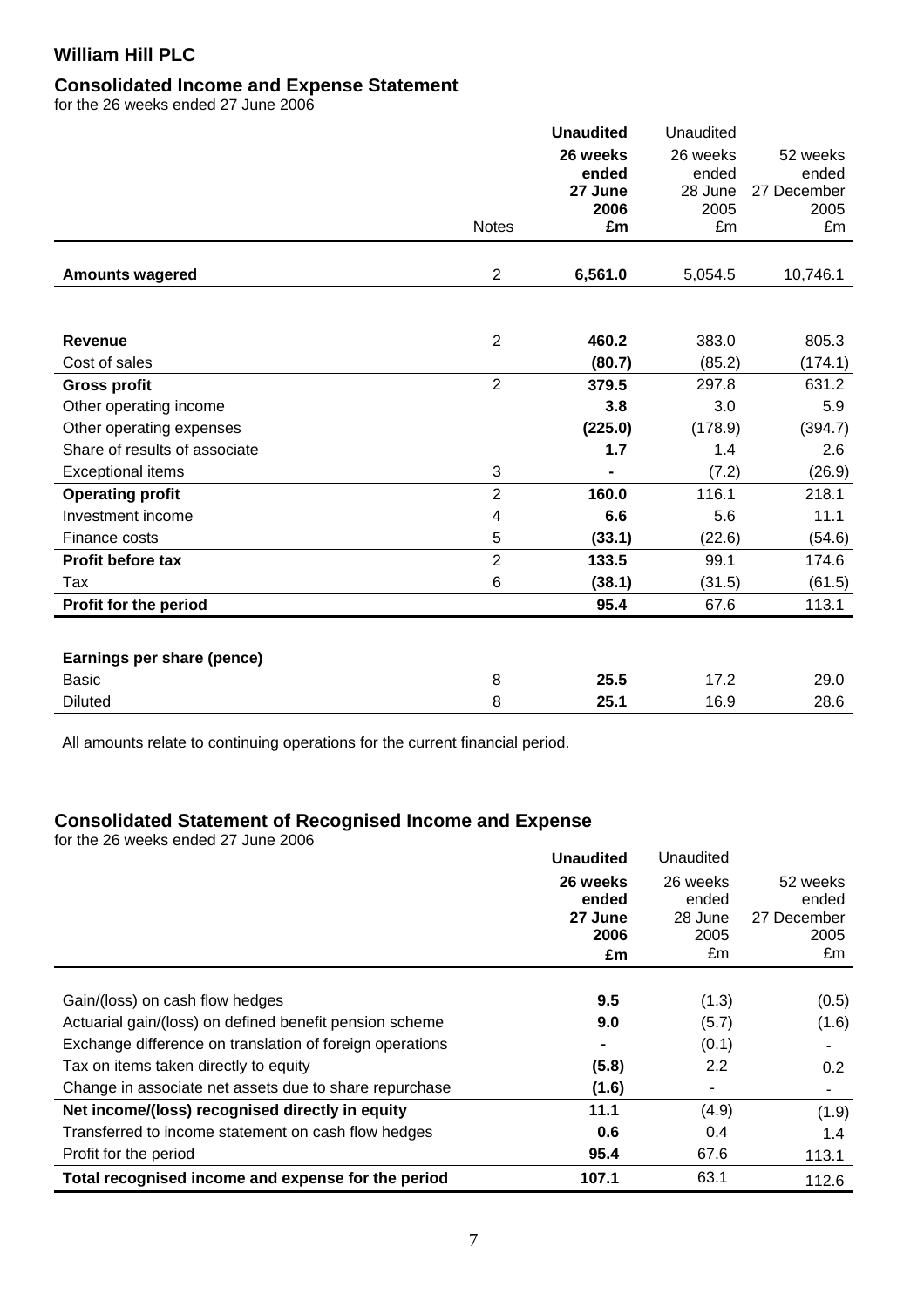## William Hill PLC

### Consolidated Income and Expense Statement

for the 26 weeks ended 27 June 2006

| | Notes | **Unaudited** **26 weeks ended 27 June 2006 £m** | Unaudited 26 weeks ended 28 June 2005 £m | 52 weeks ended 27 December 2005 £m |
|---|---|---|---|---|
| **Amounts wagered** | 2 | **6,561.0** | 5,054.5 | 10,746.1 |
| | | | | |
| **Revenue** | 2 | **460.2** | 383.0 | 805.3 |
| Cost of sales | | **(80.7)** | (85.2) | (174.1) |
| **Gross profit** | 2 | **379.5** | 297.8 | 631.2 |
| Other operating income | | **3.8** | 3.0 | 5.9 |
| Other operating expenses | | **(225.0)** | (178.9) | (394.7) |
| Share of results of associate | | **1.7** | 1.4 | 2.6 |
| Exceptional items | 3 | **-** | (7.2) | (26.9) |
| **Operating profit** | 2 | **160.0** | 116.1 | 218.1 |
| Investment income | 4 | **6.6** | 5.6 | 11.1 |
| Finance costs | 5 | **(33.1)** | (22.6) | (54.6) |
| **Profit before tax** | 2 | **133.5** | 99.1 | 174.6 |
| Tax | 6 | **(38.1)** | (31.5) | (61.5) |
| **Profit for the period** | | **95.4** | 67.6 | 113.1 |
| | | | | |
| **Earnings per share (pence)** | | | | |
| Basic | 8 | **25.5** | 17.2 | 29.0 |
| Diluted | 8 | **25.1** | 16.9 | 28.6 |

All amounts relate to continuing operations for the current financial period.

### Consolidated Statement of Recognised Income and Expense

for the 26 weeks ended 27 June 2006

| | **Unaudited** **26 weeks ended 27 June 2006 £m** | Unaudited 26 weeks ended 28 June 2005 £m | 52 weeks ended 27 December 2005 £m |
|---|---|---|---|
| Gain/(loss) on cash flow hedges | **9.5** | (1.3) | (0.5) |
| Actuarial gain/(loss) on defined benefit pension scheme | **9.0** | (5.7) | (1.6) |
| Exchange difference on translation of foreign operations | **-** | (0.1) | - |
| Tax on items taken directly to equity | **(5.8)** | 2.2 | 0.2 |
| Change in associate net assets due to share repurchase | **(1.6)** | - | - |
| **Net income/(loss) recognised directly in equity** | **11.1** | (4.9) | (1.9) |
| Transferred to income statement on cash flow hedges | **0.6** | 0.4 | 1.4 |
| Profit for the period | **95.4** | 67.6 | 113.1 |
| **Total recognised income and expense for the period** | **107.1** | 63.1 | 112.6 |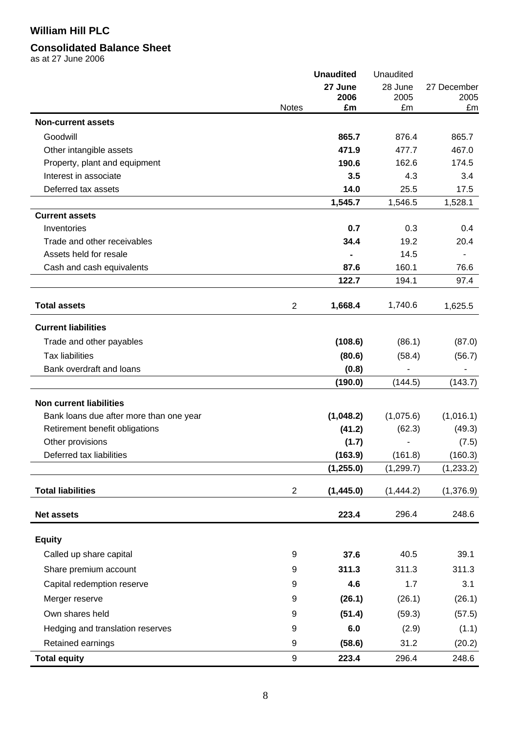# William Hill PLC

## Consolidated Balance Sheet

as at 27 June 2006

| | Notes | **Unaudited 27 June 2006 £m** | Unaudited 28 June 2005 £m | 27 December 2005 £m |
|---|---|---|---|---|
| **Non-current assets** | | | | |
| Goodwill | | **865.7** | 876.4 | 865.7 |
| Other intangible assets | | **471.9** | 477.7 | 467.0 |
| Property, plant and equipment | | **190.6** | 162.6 | 174.5 |
| Interest in associate | | **3.5** | 4.3 | 3.4 |
| Deferred tax assets | | **14.0** | 25.5 | 17.5 |
| | | **1,545.7** | 1,546.5 | 1,528.1 |
| **Current assets** | | | | |
| Inventories | | **0.7** | 0.3 | 0.4 |
| Trade and other receivables | | **34.4** | 19.2 | 20.4 |
| Assets held for resale | | **-** | 14.5 | - |
| Cash and cash equivalents | | **87.6** | 160.1 | 76.6 |
| | | **122.7** | 194.1 | 97.4 |
| **Total assets** | 2 | **1,668.4** | 1,740.6 | 1,625.5 |
| **Current liabilities** | | | | |
| Trade and other payables | | **(108.6)** | (86.1) | (87.0) |
| Tax liabilities | | **(80.6)** | (58.4) | (56.7) |
| Bank overdraft and loans | | **(0.8)** | - | - |
| | | **(190.0)** | (144.5) | (143.7) |
| **Non current liabilities** | | | | |
| Bank loans due after more than one year | | **(1,048.2)** | (1,075.6) | (1,016.1) |
| Retirement benefit obligations | | **(41.2)** | (62.3) | (49.3) |
| Other provisions | | **(1.7)** | - | (7.5) |
| Deferred tax liabilities | | **(163.9)** | (161.8) | (160.3) |
| | | **(1,255.0)** | (1,299.7) | (1,233.2) |
| **Total liabilities** | 2 | **(1,445.0)** | (1,444.2) | (1,376.9) |
| **Net assets** | | **223.4** | 296.4 | 248.6 |
| **Equity** | | | | |
| Called up share capital | 9 | **37.6** | 40.5 | 39.1 |
| Share premium account | 9 | **311.3** | 311.3 | 311.3 |
| Capital redemption reserve | 9 | **4.6** | 1.7 | 3.1 |
| Merger reserve | 9 | **(26.1)** | (26.1) | (26.1) |
| Own shares held | 9 | **(51.4)** | (59.3) | (57.5) |
| Hedging and translation reserves | 9 | **6.0** | (2.9) | (1.1) |
| Retained earnings | 9 | **(58.6)** | 31.2 | (20.2) |
| **Total equity** | 9 | **223.4** | 296.4 | 248.6 |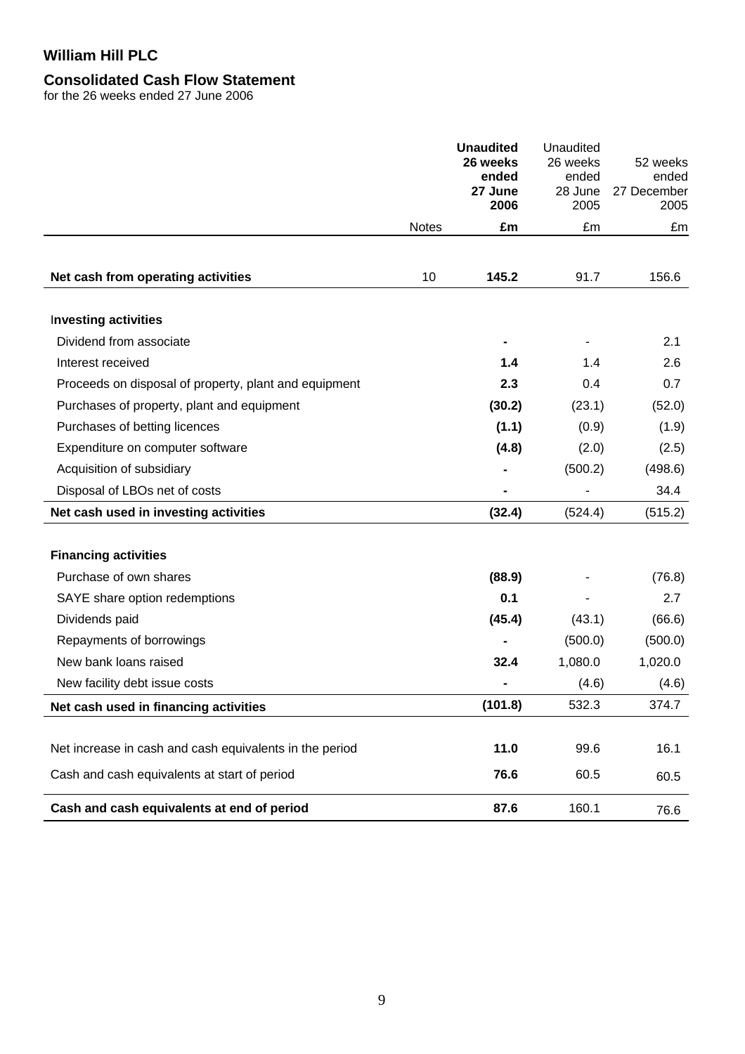# William Hill PLC

## Consolidated Cash Flow Statement

for the 26 weeks ended 27 June 2006

| | Notes | **Unaudited 26 weeks ended 27 June 2006** | Unaudited 26 weeks ended 28 June 2005 | 52 weeks ended 27 December 2005 |
|---|---|---|---|---|
| | | **£m** | £m | £m |
| **Net cash from operating activities** | 10 | **145.2** | 91.7 | 156.6 |
| **Investing activities** | | | | |
| Dividend from associate | | **-** | - | 2.1 |
| Interest received | | **1.4** | 1.4 | 2.6 |
| Proceeds on disposal of property, plant and equipment | | **2.3** | 0.4 | 0.7 |
| Purchases of property, plant and equipment | | **(30.2)** | (23.1) | (52.0) |
| Purchases of betting licences | | **(1.1)** | (0.9) | (1.9) |
| Expenditure on computer software | | **(4.8)** | (2.0) | (2.5) |
| Acquisition of subsidiary | | **-** | (500.2) | (498.6) |
| Disposal of LBOs net of costs | | **-** | - | 34.4 |
| **Net cash used in investing activities** | | **(32.4)** | (524.4) | (515.2) |
| **Financing activities** | | | | |
| Purchase of own shares | | **(88.9)** | - | (76.8) |
| SAYE share option redemptions | | **0.1** | - | 2.7 |
| Dividends paid | | **(45.4)** | (43.1) | (66.6) |
| Repayments of borrowings | | **-** | (500.0) | (500.0) |
| New bank loans raised | | **32.4** | 1,080.0 | 1,020.0 |
| New facility debt issue costs | | **-** | (4.6) | (4.6) |
| **Net cash used in financing activities** | | **(101.8)** | 532.3 | 374.7 |
| Net increase in cash and cash equivalents in the period | | **11.0** | 99.6 | 16.1 |
| Cash and cash equivalents at start of period | | **76.6** | 60.5 | 60.5 |
| **Cash and cash equivalents at end of period** | | **87.6** | 160.1 | 76.6 |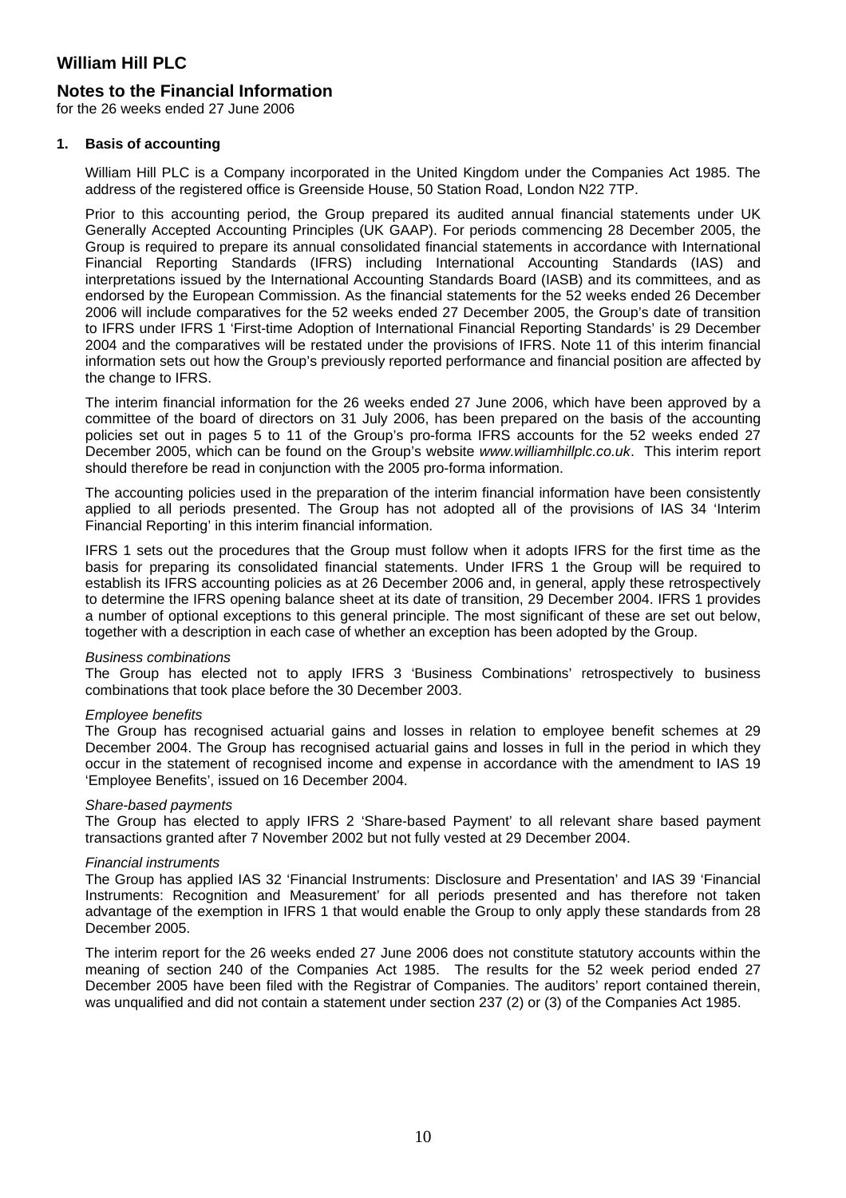# William Hill PLC

## Notes to the Financial Information

for the 26 weeks ended 27 June 2006

### 1. Basis of accounting

William Hill PLC is a Company incorporated in the United Kingdom under the Companies Act 1985. The address of the registered office is Greenside House, 50 Station Road, London N22 7TP.

Prior to this accounting period, the Group prepared its audited annual financial statements under UK Generally Accepted Accounting Principles (UK GAAP). For periods commencing 28 December 2005, the Group is required to prepare its annual consolidated financial statements in accordance with International Financial Reporting Standards (IFRS) including International Accounting Standards (IAS) and interpretations issued by the International Accounting Standards Board (IASB) and its committees, and as endorsed by the European Commission. As the financial statements for the 52 weeks ended 26 December 2006 will include comparatives for the 52 weeks ended 27 December 2005, the Group's date of transition to IFRS under IFRS 1 'First-time Adoption of International Financial Reporting Standards' is 29 December 2004 and the comparatives will be restated under the provisions of IFRS. Note 11 of this interim financial information sets out how the Group's previously reported performance and financial position are affected by the change to IFRS.

The interim financial information for the 26 weeks ended 27 June 2006, which have been approved by a committee of the board of directors on 31 July 2006, has been prepared on the basis of the accounting policies set out in pages 5 to 11 of the Group's pro-forma IFRS accounts for the 52 weeks ended 27 December 2005, which can be found on the Group's website *www.williamhillplc.co.uk*. This interim report should therefore be read in conjunction with the 2005 pro-forma information.

The accounting policies used in the preparation of the interim financial information have been consistently applied to all periods presented. The Group has not adopted all of the provisions of IAS 34 'Interim Financial Reporting' in this interim financial information.

IFRS 1 sets out the procedures that the Group must follow when it adopts IFRS for the first time as the basis for preparing its consolidated financial statements. Under IFRS 1 the Group will be required to establish its IFRS accounting policies as at 26 December 2006 and, in general, apply these retrospectively to determine the IFRS opening balance sheet at its date of transition, 29 December 2004. IFRS 1 provides a number of optional exceptions to this general principle. The most significant of these are set out below, together with a description in each case of whether an exception has been adopted by the Group.

*Business combinations*
The Group has elected not to apply IFRS 3 'Business Combinations' retrospectively to business combinations that took place before the 30 December 2003.

*Employee benefits*
The Group has recognised actuarial gains and losses in relation to employee benefit schemes at 29 December 2004. The Group has recognised actuarial gains and losses in full in the period in which they occur in the statement of recognised income and expense in accordance with the amendment to IAS 19 'Employee Benefits', issued on 16 December 2004.

*Share-based payments*
The Group has elected to apply IFRS 2 'Share-based Payment' to all relevant share based payment transactions granted after 7 November 2002 but not fully vested at 29 December 2004.

*Financial instruments*
The Group has applied IAS 32 'Financial Instruments: Disclosure and Presentation' and IAS 39 'Financial Instruments: Recognition and Measurement' for all periods presented and has therefore not taken advantage of the exemption in IFRS 1 that would enable the Group to only apply these standards from 28 December 2005.

The interim report for the 26 weeks ended 27 June 2006 does not constitute statutory accounts within the meaning of section 240 of the Companies Act 1985. The results for the 52 week period ended 27 December 2005 have been filed with the Registrar of Companies. The auditors' report contained therein, was unqualified and did not contain a statement under section 237 (2) or (3) of the Companies Act 1985.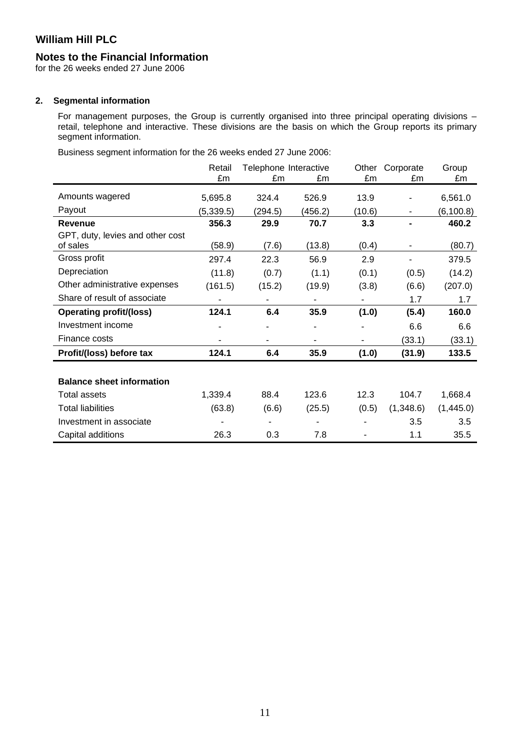# William Hill PLC

## Notes to the Financial Information

for the 26 weeks ended 27 June 2006

### 2. Segmental information

For management purposes, the Group is currently organised into three principal operating divisions – retail, telephone and interactive. These divisions are the basis on which the Group reports its primary segment information.

Business segment information for the 26 weeks ended 27 June 2006:

| | Retail £m | Telephone £m | Interactive £m | Other £m | Corporate £m | Group £m |
|---|---|---|---|---|---|---|
| Amounts wagered | 5,695.8 | 324.4 | 526.9 | 13.9 | - | 6,561.0 |
| Payout | (5,339.5) | (294.5) | (456.2) | (10.6) | - | (6,100.8) |
| **Revenue** | **356.3** | **29.9** | **70.7** | **3.3** | **-** | **460.2** |
| GPT, duty, levies and other cost of sales | (58.9) | (7.6) | (13.8) | (0.4) | - | (80.7) |
| Gross profit | 297.4 | 22.3 | 56.9 | 2.9 | - | 379.5 |
| Depreciation | (11.8) | (0.7) | (1.1) | (0.1) | (0.5) | (14.2) |
| Other administrative expenses | (161.5) | (15.2) | (19.9) | (3.8) | (6.6) | (207.0) |
| Share of result of associate | - | - | - | - | 1.7 | 1.7 |
| **Operating profit/(loss)** | **124.1** | **6.4** | **35.9** | **(1.0)** | **(5.4)** | **160.0** |
| Investment income | - | - | - | - | 6.6 | 6.6 |
| Finance costs | - | - | - | - | (33.1) | (33.1) |
| **Profit/(loss) before tax** | **124.1** | **6.4** | **35.9** | **(1.0)** | **(31.9)** | **133.5** |
| | | | | | | |
| **Balance sheet information** | | | | | | |
| Total assets | 1,339.4 | 88.4 | 123.6 | 12.3 | 104.7 | 1,668.4 |
| Total liabilities | (63.8) | (6.6) | (25.5) | (0.5) | (1,348.6) | (1,445.0) |
| Investment in associate | - | - | - | - | 3.5 | 3.5 |
| Capital additions | 26.3 | 0.3 | 7.8 | - | 1.1 | 35.5 |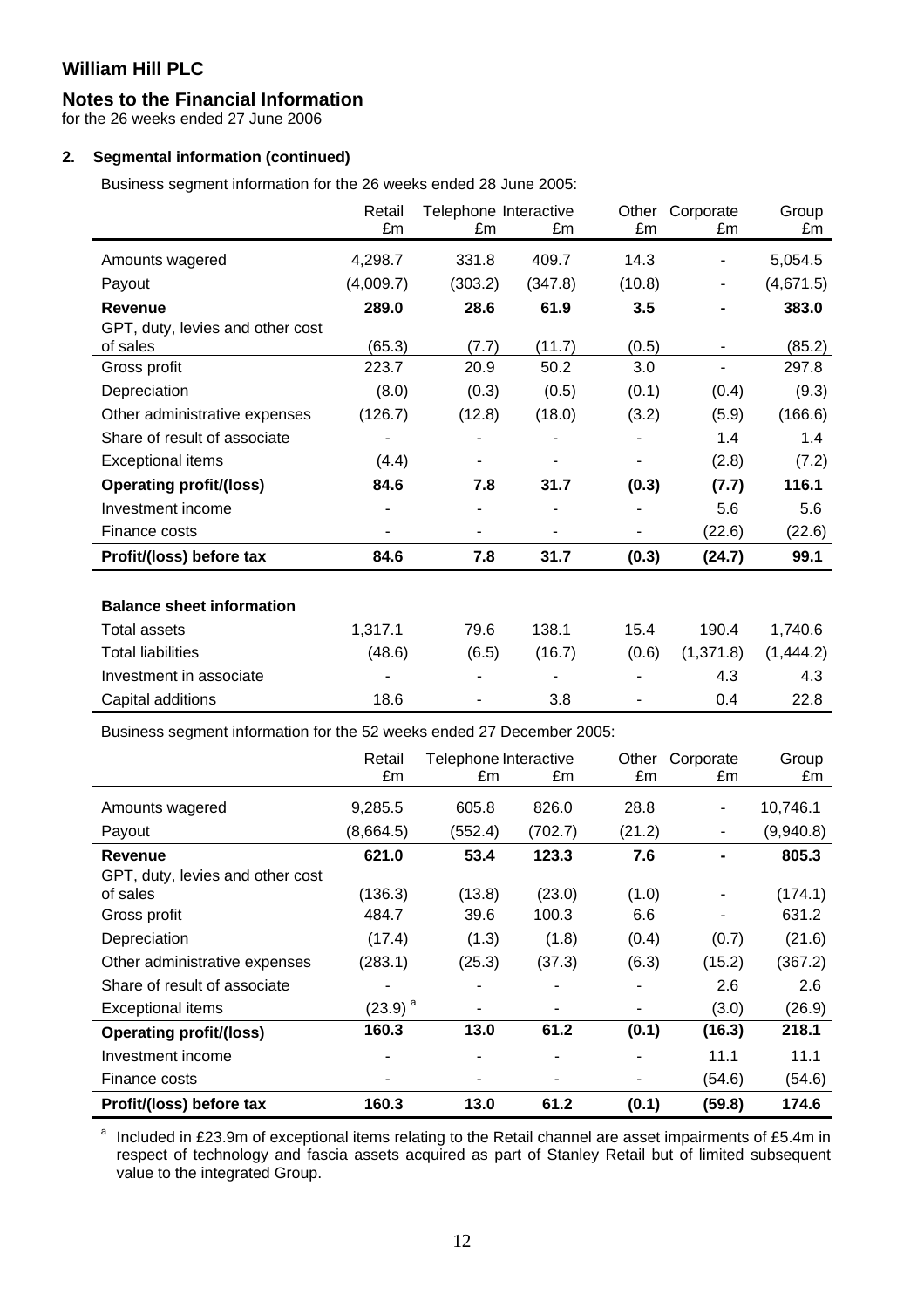# William Hill PLC

## Notes to the Financial Information

for the 26 weeks ended 27 June 2006

### 2. Segmental information (continued)

Business segment information for the 26 weeks ended 28 June 2005:

| | Retail £m | Telephone £m | Interactive £m | Other £m | Corporate £m | Group £m |
|---|---|---|---|---|---|---|
| Amounts wagered | 4,298.7 | 331.8 | 409.7 | 14.3 | - | 5,054.5 |
| Payout | (4,009.7) | (303.2) | (347.8) | (10.8) | - | (4,671.5) |
| **Revenue** | **289.0** | **28.6** | **61.9** | **3.5** | **-** | **383.0** |
| GPT, duty, levies and other cost of sales | (65.3) | (7.7) | (11.7) | (0.5) | - | (85.2) |
| Gross profit | 223.7 | 20.9 | 50.2 | 3.0 | - | 297.8 |
| Depreciation | (8.0) | (0.3) | (0.5) | (0.1) | (0.4) | (9.3) |
| Other administrative expenses | (126.7) | (12.8) | (18.0) | (3.2) | (5.9) | (166.6) |
| Share of result of associate | - | - | - | - | 1.4 | 1.4 |
| Exceptional items | (4.4) | - | - | - | (2.8) | (7.2) |
| **Operating profit/(loss)** | **84.6** | **7.8** | **31.7** | **(0.3)** | **(7.7)** | **116.1** |
| Investment income | - | - | - | - | 5.6 | 5.6 |
| Finance costs | - | - | - | - | (22.6) | (22.6) |
| **Profit/(loss) before tax** | **84.6** | **7.8** | **31.7** | **(0.3)** | **(24.7)** | **99.1** |
| | | | | | | |
| **Balance sheet information** | | | | | | |
| Total assets | 1,317.1 | 79.6 | 138.1 | 15.4 | 190.4 | 1,740.6 |
| Total liabilities | (48.6) | (6.5) | (16.7) | (0.6) | (1,371.8) | (1,444.2) |
| Investment in associate | - | - | - | - | 4.3 | 4.3 |
| Capital additions | 18.6 | - | 3.8 | - | 0.4 | 22.8 |

Business segment information for the 52 weeks ended 27 December 2005:

| | Retail £m | Telephone £m | Interactive £m | Other £m | Corporate £m | Group £m |
|---|---|---|---|---|---|---|
| Amounts wagered | 9,285.5 | 605.8 | 826.0 | 28.8 | - | 10,746.1 |
| Payout | (8,664.5) | (552.4) | (702.7) | (21.2) | - | (9,940.8) |
| **Revenue** | **621.0** | **53.4** | **123.3** | **7.6** | **-** | **805.3** |
| GPT, duty, levies and other cost of sales | (136.3) | (13.8) | (23.0) | (1.0) | - | (174.1) |
| Gross profit | 484.7 | 39.6 | 100.3 | 6.6 | - | 631.2 |
| Depreciation | (17.4) | (1.3) | (1.8) | (0.4) | (0.7) | (21.6) |
| Other administrative expenses | (283.1) | (25.3) | (37.3) | (6.3) | (15.2) | (367.2) |
| Share of result of associate | - | - | - | - | 2.6 | 2.6 |
| Exceptional items | (23.9) [a] | - | - | - | (3.0) | (26.9) |
| **Operating profit/(loss)** | **160.3** | **13.0** | **61.2** | **(0.1)** | **(16.3)** | **218.1** |
| Investment income | - | - | - | - | 11.1 | 11.1 |
| Finance costs | - | - | - | - | (54.6) | (54.6) |
| **Profit/(loss) before tax** | **160.3** | **13.0** | **61.2** | **(0.1)** | **(59.8)** | **174.6** |

[a] Included in £23.9m of exceptional items relating to the Retail channel are asset impairments of £5.4m in respect of technology and fascia assets acquired as part of Stanley Retail but of limited subsequent value to the integrated Group.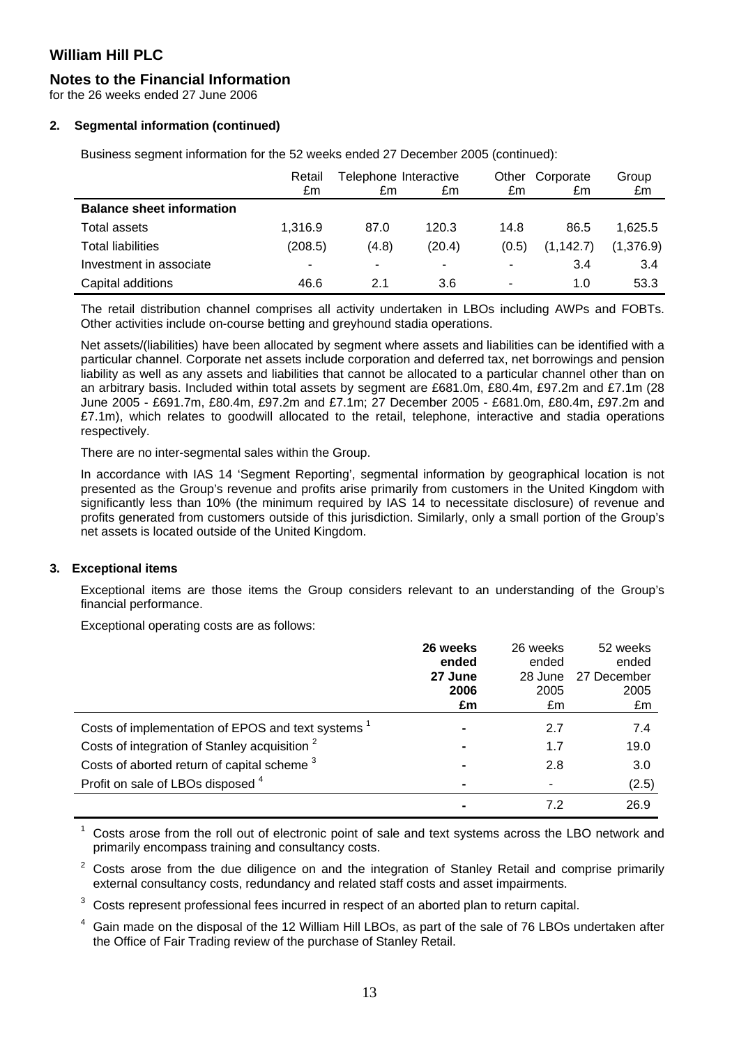# William Hill PLC

## Notes to the Financial Information

for the 26 weeks ended 27 June 2006

### 2. Segmental information (continued)

Business segment information for the 52 weeks ended 27 December 2005 (continued):

| | Retail £m | Telephone £m | Interactive £m | Other £m | Corporate £m | Group £m |
|---|---|---|---|---|---|---|
| **Balance sheet information** | | | | | | |
| Total assets | 1,316.9 | 87.0 | 120.3 | 14.8 | 86.5 | 1,625.5 |
| Total liabilities | (208.5) | (4.8) | (20.4) | (0.5) | (1,142.7) | (1,376.9) |
| Investment in associate | - | - | - | - | 3.4 | 3.4 |
| Capital additions | 46.6 | 2.1 | 3.6 | - | 1.0 | 53.3 |

The retail distribution channel comprises all activity undertaken in LBOs including AWPs and FOBTs. Other activities include on-course betting and greyhound stadia operations.

Net assets/(liabilities) have been allocated by segment where assets and liabilities can be identified with a particular channel. Corporate net assets include corporation and deferred tax, net borrowings and pension liability as well as any assets and liabilities that cannot be allocated to a particular channel other than on an arbitrary basis. Included within total assets by segment are £681.0m, £80.4m, £97.2m and £7.1m (28 June 2005 - £691.7m, £80.4m, £97.2m and £7.1m; 27 December 2005 - £681.0m, £80.4m, £97.2m and £7.1m), which relates to goodwill allocated to the retail, telephone, interactive and stadia operations respectively.

There are no inter-segmental sales within the Group.

In accordance with IAS 14 'Segment Reporting', segmental information by geographical location is not presented as the Group's revenue and profits arise primarily from customers in the United Kingdom with significantly less than 10% (the minimum required by IAS 14 to necessitate disclosure) of revenue and profits generated from customers outside of this jurisdiction. Similarly, only a small portion of the Group's net assets is located outside of the United Kingdom.

### 3. Exceptional items

Exceptional items are those items the Group considers relevant to an understanding of the Group's financial performance.

Exceptional operating costs are as follows:

| | **26 weeks ended 27 June 2006 £m** | 26 weeks ended 28 June 2005 £m | 52 weeks ended 27 December 2005 £m |
|---|---|---|---|
| Costs of implementation of EPOS and text systems [1] | **-** | 2.7 | 7.4 |
| Costs of integration of Stanley acquisition [2] | **-** | 1.7 | 19.0 |
| Costs of aborted return of capital scheme [3] | **-** | 2.8 | 3.0 |
| Profit on sale of LBOs disposed [4] | **-** | - | (2.5) |
| | **-** | 7.2 | 26.9 |

[1] Costs arose from the roll out of electronic point of sale and text systems across the LBO network and primarily encompass training and consultancy costs.

[2] Costs arose from the due diligence on and the integration of Stanley Retail and comprise primarily external consultancy costs, redundancy and related staff costs and asset impairments.

[3] Costs represent professional fees incurred in respect of an aborted plan to return capital.

[4] Gain made on the disposal of the 12 William Hill LBOs, as part of the sale of 76 LBOs undertaken after the Office of Fair Trading review of the purchase of Stanley Retail.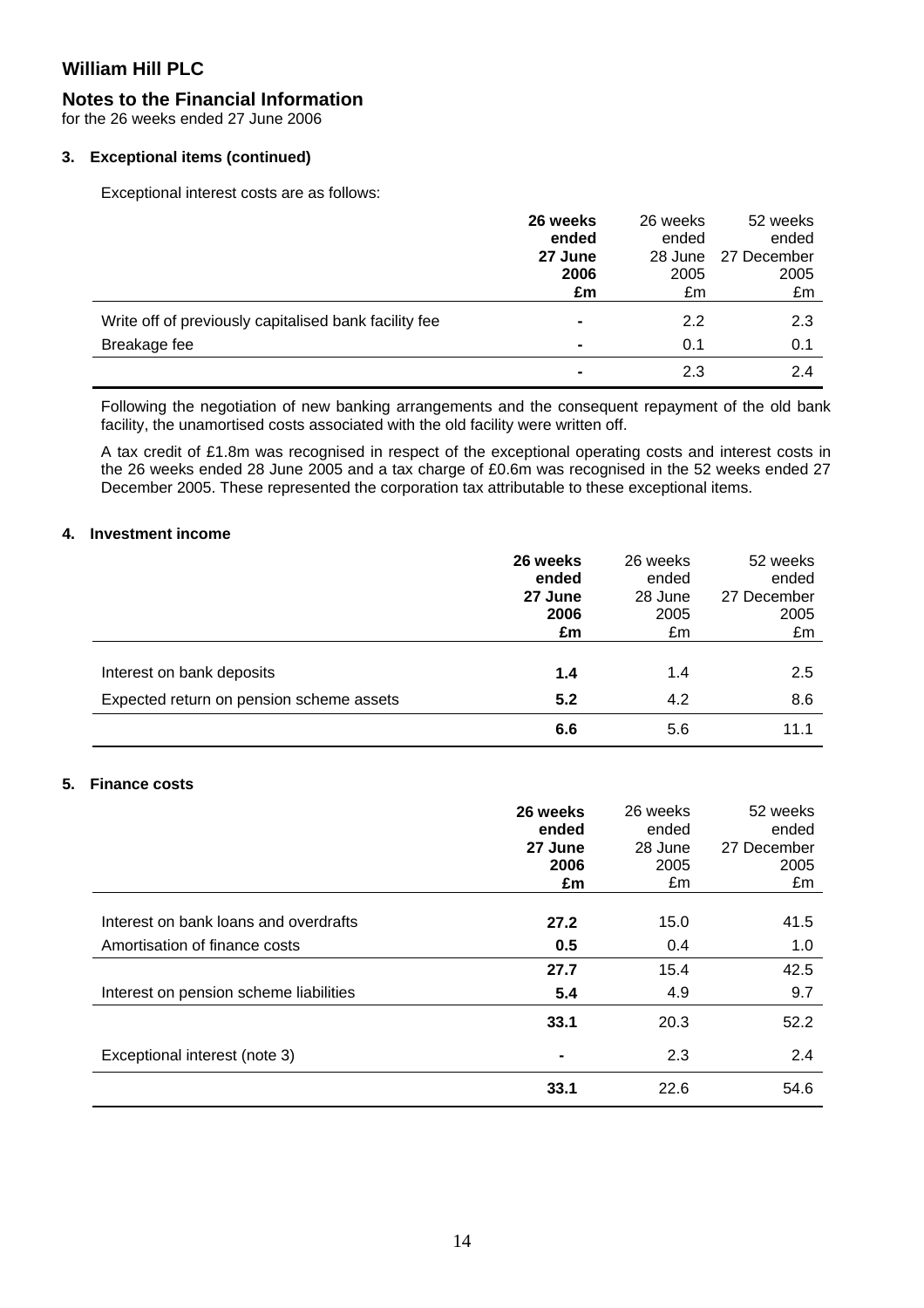# William Hill PLC

## Notes to the Financial Information

for the 26 weeks ended 27 June 2006

### 3. Exceptional items (continued)

Exceptional interest costs are as follows:

| | **26 weeks ended 27 June 2006 £m** | 26 weeks ended 28 June 2005 £m | 52 weeks ended 27 December 2005 £m |
|---|---|---|---|
| Write off of previously capitalised bank facility fee | **-** | 2.2 | 2.3 |
| Breakage fee | **-** | 0.1 | 0.1 |
| | **-** | 2.3 | 2.4 |

Following the negotiation of new banking arrangements and the consequent repayment of the old bank facility, the unamortised costs associated with the old facility were written off.

A tax credit of £1.8m was recognised in respect of the exceptional operating costs and interest costs in the 26 weeks ended 28 June 2005 and a tax charge of £0.6m was recognised in the 52 weeks ended 27 December 2005. These represented the corporation tax attributable to these exceptional items.

### 4. Investment income

| | **26 weeks ended 27 June 2006 £m** | 26 weeks ended 28 June 2005 £m | 52 weeks ended 27 December 2005 £m |
|---|---|---|---|
| Interest on bank deposits | **1.4** | 1.4 | 2.5 |
| Expected return on pension scheme assets | **5.2** | 4.2 | 8.6 |
| | **6.6** | 5.6 | 11.1 |

### 5. Finance costs

| | **26 weeks ended 27 June 2006 £m** | 26 weeks ended 28 June 2005 £m | 52 weeks ended 27 December 2005 £m |
|---|---|---|---|
| Interest on bank loans and overdrafts | **27.2** | 15.0 | 41.5 |
| Amortisation of finance costs | **0.5** | 0.4 | 1.0 |
| | **27.7** | 15.4 | 42.5 |
| Interest on pension scheme liabilities | **5.4** | 4.9 | 9.7 |
| | **33.1** | 20.3 | 52.2 |
| Exceptional interest (note 3) | **-** | 2.3 | 2.4 |
| | **33.1** | 22.6 | 54.6 |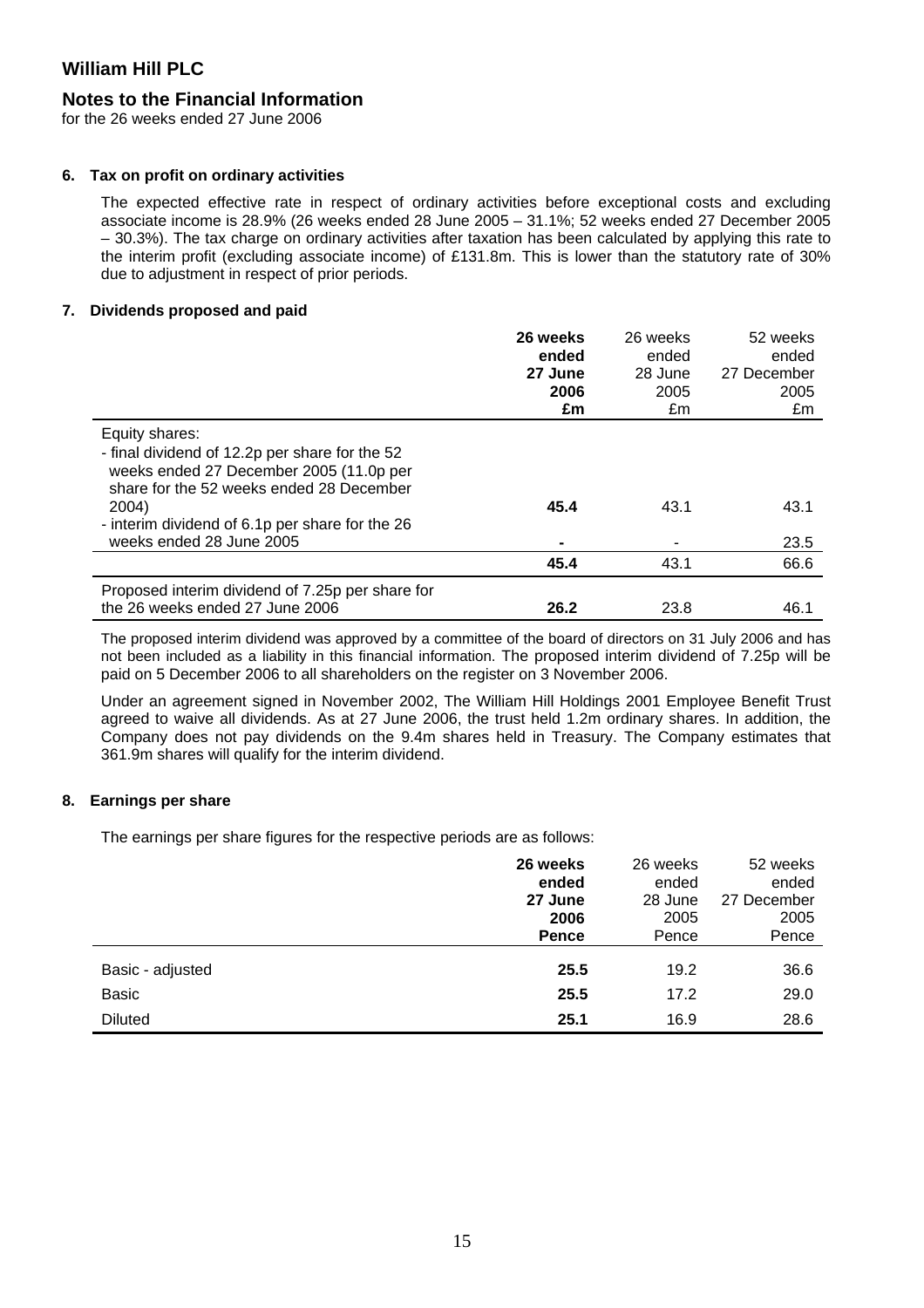# William Hill PLC

## Notes to the Financial Information

for the 26 weeks ended 27 June 2006

### 6. Tax on profit on ordinary activities

The expected effective rate in respect of ordinary activities before exceptional costs and excluding associate income is 28.9% (26 weeks ended 28 June 2005 – 31.1%; 52 weeks ended 27 December 2005 – 30.3%). The tax charge on ordinary activities after taxation has been calculated by applying this rate to the interim profit (excluding associate income) of £131.8m. This is lower than the statutory rate of 30% due to adjustment in respect of prior periods.

### 7. Dividends proposed and paid

| | **26 weeks ended 27 June 2006 £m** | 26 weeks ended 28 June 2005 £m | 52 weeks ended 27 December 2005 £m |
|---|---|---|---|
| Equity shares: | | | |
| - final dividend of 12.2p per share for the 52 weeks ended 27 December 2005 (11.0p per share for the 52 weeks ended 28 December 2004) | **45.4** | 43.1 | 43.1 |
| - interim dividend of 6.1p per share for the 26 weeks ended 28 June 2005 | **-** | - | 23.5 |
| | **45.4** | 43.1 | 66.6 |
| Proposed interim dividend of 7.25p per share for the 26 weeks ended 27 June 2006 | **26.2** | 23.8 | 46.1 |

The proposed interim dividend was approved by a committee of the board of directors on 31 July 2006 and has not been included as a liability in this financial information. The proposed interim dividend of 7.25p will be paid on 5 December 2006 to all shareholders on the register on 3 November 2006.

Under an agreement signed in November 2002, The William Hill Holdings 2001 Employee Benefit Trust agreed to waive all dividends. As at 27 June 2006, the trust held 1.2m ordinary shares. In addition, the Company does not pay dividends on the 9.4m shares held in Treasury. The Company estimates that 361.9m shares will qualify for the interim dividend.

### 8. Earnings per share

The earnings per share figures for the respective periods are as follows:

| | **26 weeks ended 27 June 2006 Pence** | 26 weeks ended 28 June 2005 Pence | 52 weeks ended 27 December 2005 Pence |
|---|---|---|---|
| Basic - adjusted | **25.5** | 19.2 | 36.6 |
| Basic | **25.5** | 17.2 | 29.0 |
| Diluted | **25.1** | 16.9 | 28.6 |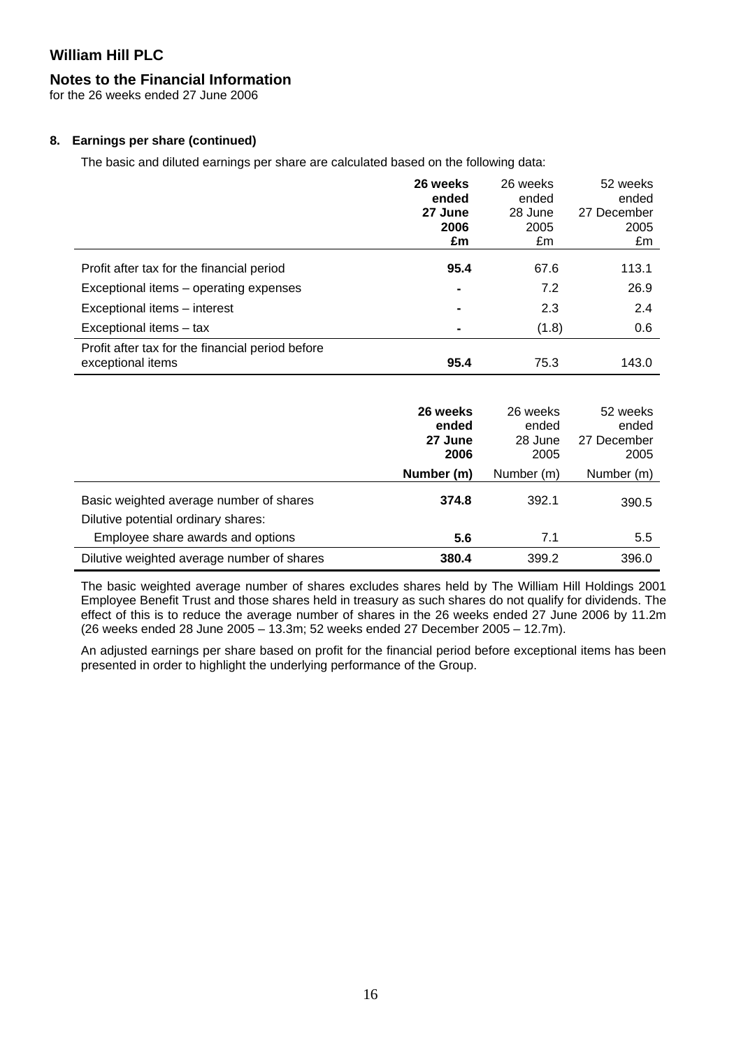## William Hill PLC

### Notes to the Financial Information

for the 26 weeks ended 27 June 2006

**8. Earnings per share (continued)**

The basic and diluted earnings per share are calculated based on the following data:

| | **26 weeks ended 27 June 2006 £m** | 26 weeks ended 28 June 2005 £m | 52 weeks ended 27 December 2005 £m |
|---|---|---|---|
| Profit after tax for the financial period | **95.4** | 67.6 | 113.1 |
| Exceptional items – operating expenses | **-** | 7.2 | 26.9 |
| Exceptional items – interest | **-** | 2.3 | 2.4 |
| Exceptional items – tax | **-** | (1.8) | 0.6 |
| Profit after tax for the financial period before exceptional items | **95.4** | 75.3 | 143.0 |

| | **26 weeks ended 27 June 2006 Number (m)** | 26 weeks ended 28 June 2005 Number (m) | 52 weeks ended 27 December 2005 Number (m) |
|---|---|---|---|
| Basic weighted average number of shares | **374.8** | 392.1 | 390.5 |
| Dilutive potential ordinary shares: | | | |
| Employee share awards and options | **5.6** | 7.1 | 5.5 |
| Dilutive weighted average number of shares | **380.4** | 399.2 | 396.0 |

The basic weighted average number of shares excludes shares held by The William Hill Holdings 2001 Employee Benefit Trust and those shares held in treasury as such shares do not qualify for dividends. The effect of this is to reduce the average number of shares in the 26 weeks ended 27 June 2006 by 11.2m (26 weeks ended 28 June 2005 – 13.3m; 52 weeks ended 27 December 2005 – 12.7m).

An adjusted earnings per share based on profit for the financial period before exceptional items has been presented in order to highlight the underlying performance of the Group.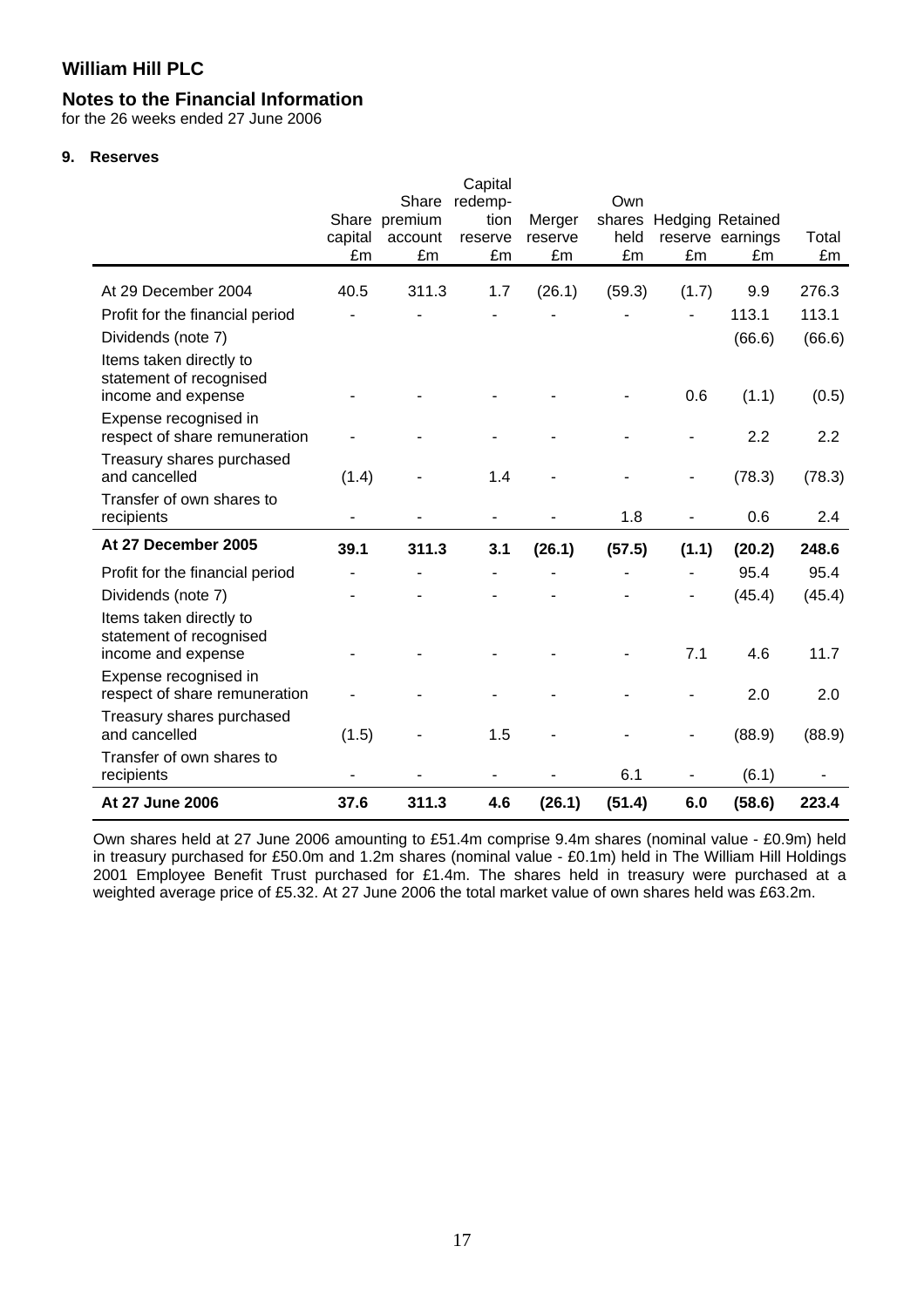# William Hill PLC

## Notes to the Financial Information

for the 26 weeks ended 27 June 2006

### 9. Reserves

| | Share capital £m | Share premium account £m | Capital redemption reserve £m | Merger reserve £m | Own shares held £m | Hedging reserve £m | Retained earnings £m | Total £m |
|---|---|---|---|---|---|---|---|---|
| At 29 December 2004 | 40.5 | 311.3 | 1.7 | (26.1) | (59.3) | (1.7) | 9.9 | 276.3 |
| Profit for the financial period | - | - | - | - | - | - | 113.1 | 113.1 |
| Dividends (note 7) | | | | | | | (66.6) | (66.6) |
| Items taken directly to statement of recognised income and expense | - | - | - | - | - | 0.6 | (1.1) | (0.5) |
| Expense recognised in respect of share remuneration | - | - | - | - | - | - | 2.2 | 2.2 |
| Treasury shares purchased and cancelled | (1.4) | - | 1.4 | - | - | - | (78.3) | (78.3) |
| Transfer of own shares to recipients | - | - | - | - | 1.8 | - | 0.6 | 2.4 |
| **At 27 December 2005** | **39.1** | **311.3** | **3.1** | **(26.1)** | **(57.5)** | **(1.1)** | **(20.2)** | **248.6** |
| Profit for the financial period | - | - | - | - | - | - | 95.4 | 95.4 |
| Dividends (note 7) | - | - | - | - | - | - | (45.4) | (45.4) |
| Items taken directly to statement of recognised income and expense | - | - | - | - | - | 7.1 | 4.6 | 11.7 |
| Expense recognised in respect of share remuneration | - | - | - | - | - | - | 2.0 | 2.0 |
| Treasury shares purchased and cancelled | (1.5) | - | 1.5 | - | - | - | (88.9) | (88.9) |
| Transfer of own shares to recipients | - | - | - | - | 6.1 | - | (6.1) | - |
| **At 27 June 2006** | **37.6** | **311.3** | **4.6** | **(26.1)** | **(51.4)** | **6.0** | **(58.6)** | **223.4** |

Own shares held at 27 June 2006 amounting to £51.4m comprise 9.4m shares (nominal value - £0.9m) held in treasury purchased for £50.0m and 1.2m shares (nominal value - £0.1m) held in The William Hill Holdings 2001 Employee Benefit Trust purchased for £1.4m. The shares held in treasury were purchased at a weighted average price of £5.32. At 27 June 2006 the total market value of own shares held was £63.2m.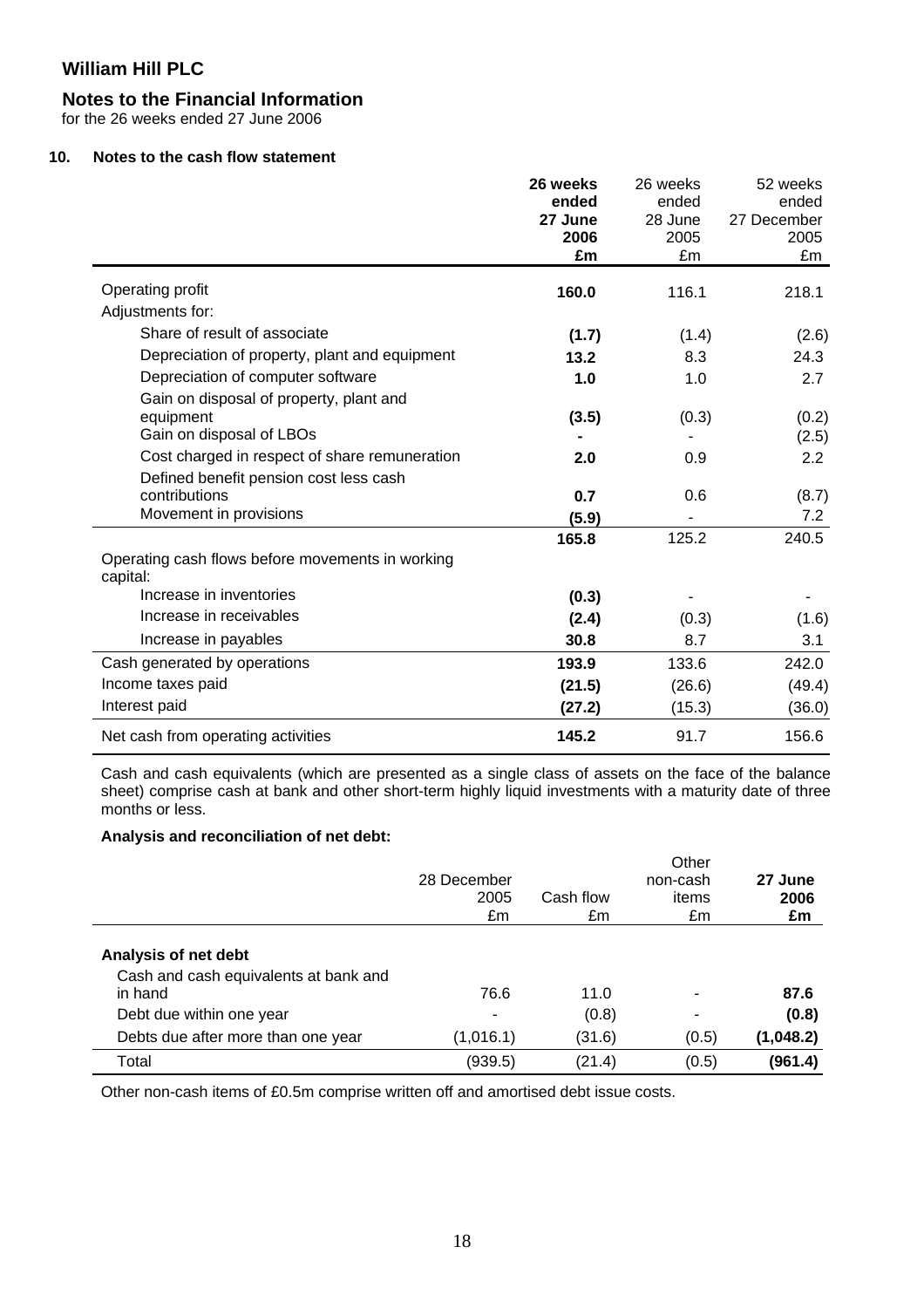# William Hill PLC

## Notes to the Financial Information

for the 26 weeks ended 27 June 2006

### 10. Notes to the cash flow statement

| | **26 weeks ended 27 June 2006 £m** | 26 weeks ended 28 June 2005 £m | 52 weeks ended 27 December 2005 £m |
|---|---|---|---|
| Operating profit | **160.0** | 116.1 | 218.1 |
| Adjustments for: | | | |
| Share of result of associate | **(1.7)** | (1.4) | (2.6) |
| Depreciation of property, plant and equipment | **13.2** | 8.3 | 24.3 |
| Depreciation of computer software | **1.0** | 1.0 | 2.7 |
| Gain on disposal of property, plant and equipment | **(3.5)** | (0.3) | (0.2) |
| Gain on disposal of LBOs | **-** | - | (2.5) |
| Cost charged in respect of share remuneration | **2.0** | 0.9 | 2.2 |
| Defined benefit pension cost less cash contributions | **0.7** | 0.6 | (8.7) |
| Movement in provisions | **(5.9)** | - | 7.2 |
| | **165.8** | 125.2 | 240.5 |
| Operating cash flows before movements in working capital: | | | |
| Increase in inventories | **(0.3)** | - | - |
| Increase in receivables | **(2.4)** | (0.3) | (1.6) |
| Increase in payables | **30.8** | 8.7 | 3.1 |
| Cash generated by operations | **193.9** | 133.6 | 242.0 |
| Income taxes paid | **(21.5)** | (26.6) | (49.4) |
| Interest paid | **(27.2)** | (15.3) | (36.0) |
| Net cash from operating activities | **145.2** | 91.7 | 156.6 |

Cash and cash equivalents (which are presented as a single class of assets on the face of the balance sheet) comprise cash at bank and other short-term highly liquid investments with a maturity date of three months or less.

**Analysis and reconciliation of net debt:**

| | 28 December 2005 £m | Cash flow £m | Other non-cash items £m | **27 June 2006 £m** |
|---|---|---|---|---|
| **Analysis of net debt** | | | | |
| Cash and cash equivalents at bank and in hand | 76.6 | 11.0 | - | **87.6** |
| Debt due within one year | - | (0.8) | - | **(0.8)** |
| Debts due after more than one year | (1,016.1) | (31.6) | (0.5) | **(1,048.2)** |
| Total | (939.5) | (21.4) | (0.5) | **(961.4)** |

Other non-cash items of £0.5m comprise written off and amortised debt issue costs.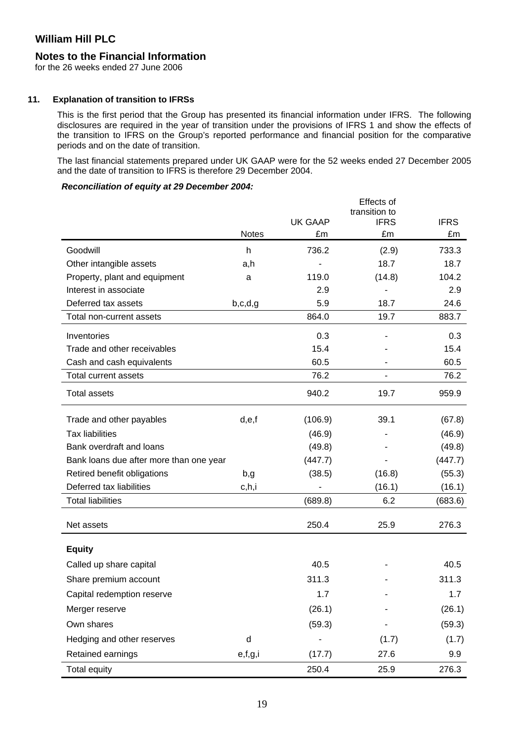# William Hill PLC

## Notes to the Financial Information

for the 26 weeks ended 27 June 2006

### 11. Explanation of transition to IFRSs

This is the first period that the Group has presented its financial information under IFRS. The following disclosures are required in the year of transition under the provisions of IFRS 1 and show the effects of the transition to IFRS on the Group's reported performance and financial position for the comparative periods and on the date of transition.

The last financial statements prepared under UK GAAP were for the 52 weeks ended 27 December 2005 and the date of transition to IFRS is therefore 29 December 2004.

***Reconciliation of equity at 29 December 2004:***

| | Notes | UK GAAP £m | Effects of transition to IFRS £m | IFRS £m |
|---|---|---|---|---|
| Goodwill | h | 736.2 | (2.9) | 733.3 |
| Other intangible assets | a,h | - | 18.7 | 18.7 |
| Property, plant and equipment | a | 119.0 | (14.8) | 104.2 |
| Interest in associate | | 2.9 | - | 2.9 |
| Deferred tax assets | b,c,d,g | 5.9 | 18.7 | 24.6 |
| Total non-current assets | | 864.0 | 19.7 | 883.7 |
| Inventories | | 0.3 | - | 0.3 |
| Trade and other receivables | | 15.4 | - | 15.4 |
| Cash and cash equivalents | | 60.5 | - | 60.5 |
| Total current assets | | 76.2 | - | 76.2 |
| Total assets | | 940.2 | 19.7 | 959.9 |
| Trade and other payables | d,e,f | (106.9) | 39.1 | (67.8) |
| Tax liabilities | | (46.9) | - | (46.9) |
| Bank overdraft and loans | | (49.8) | - | (49.8) |
| Bank loans due after more than one year | | (447.7) | - | (447.7) |
| Retired benefit obligations | b,g | (38.5) | (16.8) | (55.3) |
| Deferred tax liabilities | c,h,i | - | (16.1) | (16.1) |
| Total liabilities | | (689.8) | 6.2 | (683.6) |
| Net assets | | 250.4 | 25.9 | 276.3 |
| **Equity** | | | | |
| Called up share capital | | 40.5 | - | 40.5 |
| Share premium account | | 311.3 | - | 311.3 |
| Capital redemption reserve | | 1.7 | - | 1.7 |
| Merger reserve | | (26.1) | - | (26.1) |
| Own shares | | (59.3) | - | (59.3) |
| Hedging and other reserves | d | - | (1.7) | (1.7) |
| Retained earnings | e,f,g,i | (17.7) | 27.6 | 9.9 |
| Total equity | | 250.4 | 25.9 | 276.3 |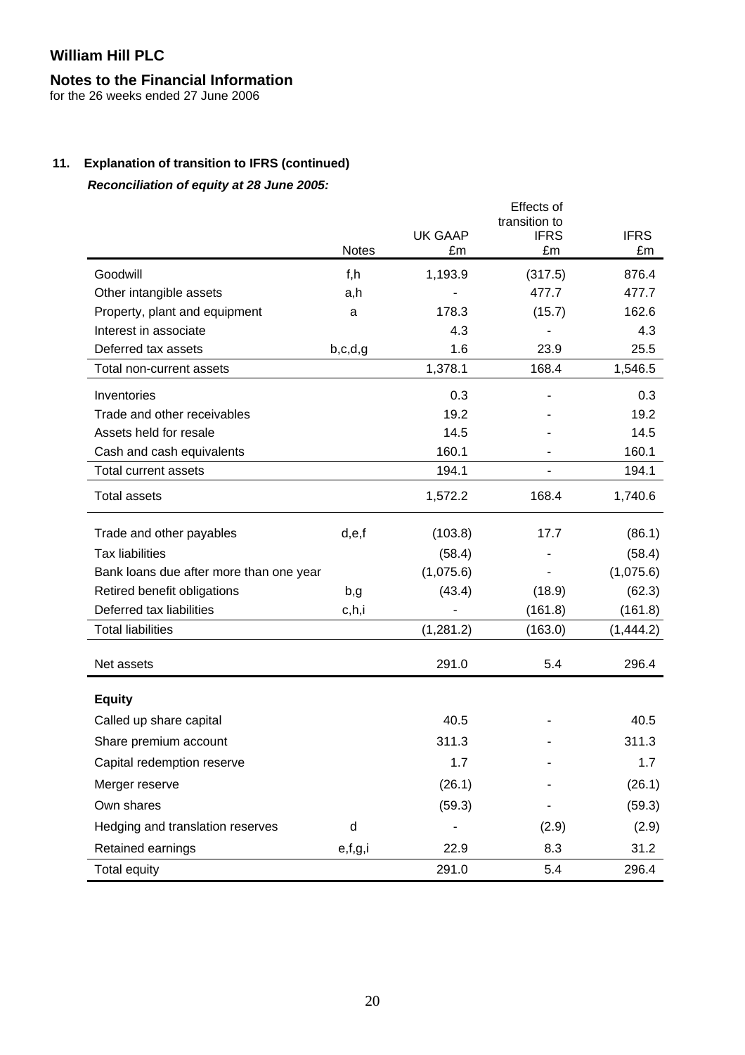# William Hill PLC

## Notes to the Financial Information

for the 26 weeks ended 27 June 2006

### 11. Explanation of transition to IFRS (continued)

***Reconciliation of equity at 28 June 2005:***

| | Notes | UK GAAP £m | Effects of transition to IFRS £m | IFRS £m |
|---|---|---|---|---|
| Goodwill | f,h | 1,193.9 | (317.5) | 876.4 |
| Other intangible assets | a,h | - | 477.7 | 477.7 |
| Property, plant and equipment | a | 178.3 | (15.7) | 162.6 |
| Interest in associate | | 4.3 | - | 4.3 |
| Deferred tax assets | b,c,d,g | 1.6 | 23.9 | 25.5 |
| Total non-current assets | | 1,378.1 | 168.4 | 1,546.5 |
| Inventories | | 0.3 | - | 0.3 |
| Trade and other receivables | | 19.2 | - | 19.2 |
| Assets held for resale | | 14.5 | - | 14.5 |
| Cash and cash equivalents | | 160.1 | - | 160.1 |
| Total current assets | | 194.1 | - | 194.1 |
| Total assets | | 1,572.2 | 168.4 | 1,740.6 |
| Trade and other payables | d,e,f | (103.8) | 17.7 | (86.1) |
| Tax liabilities | | (58.4) | - | (58.4) |
| Bank loans due after more than one year | | (1,075.6) | - | (1,075.6) |
| Retired benefit obligations | b,g | (43.4) | (18.9) | (62.3) |
| Deferred tax liabilities | c,h,i | - | (161.8) | (161.8) |
| Total liabilities | | (1,281.2) | (163.0) | (1,444.2) |
| Net assets | | 291.0 | 5.4 | 296.4 |
| **Equity** | | | | |
| Called up share capital | | 40.5 | - | 40.5 |
| Share premium account | | 311.3 | - | 311.3 |
| Capital redemption reserve | | 1.7 | - | 1.7 |
| Merger reserve | | (26.1) | - | (26.1) |
| Own shares | | (59.3) | - | (59.3) |
| Hedging and translation reserves | d | - | (2.9) | (2.9) |
| Retained earnings | e,f,g,i | 22.9 | 8.3 | 31.2 |
| Total equity | | 291.0 | 5.4 | 296.4 |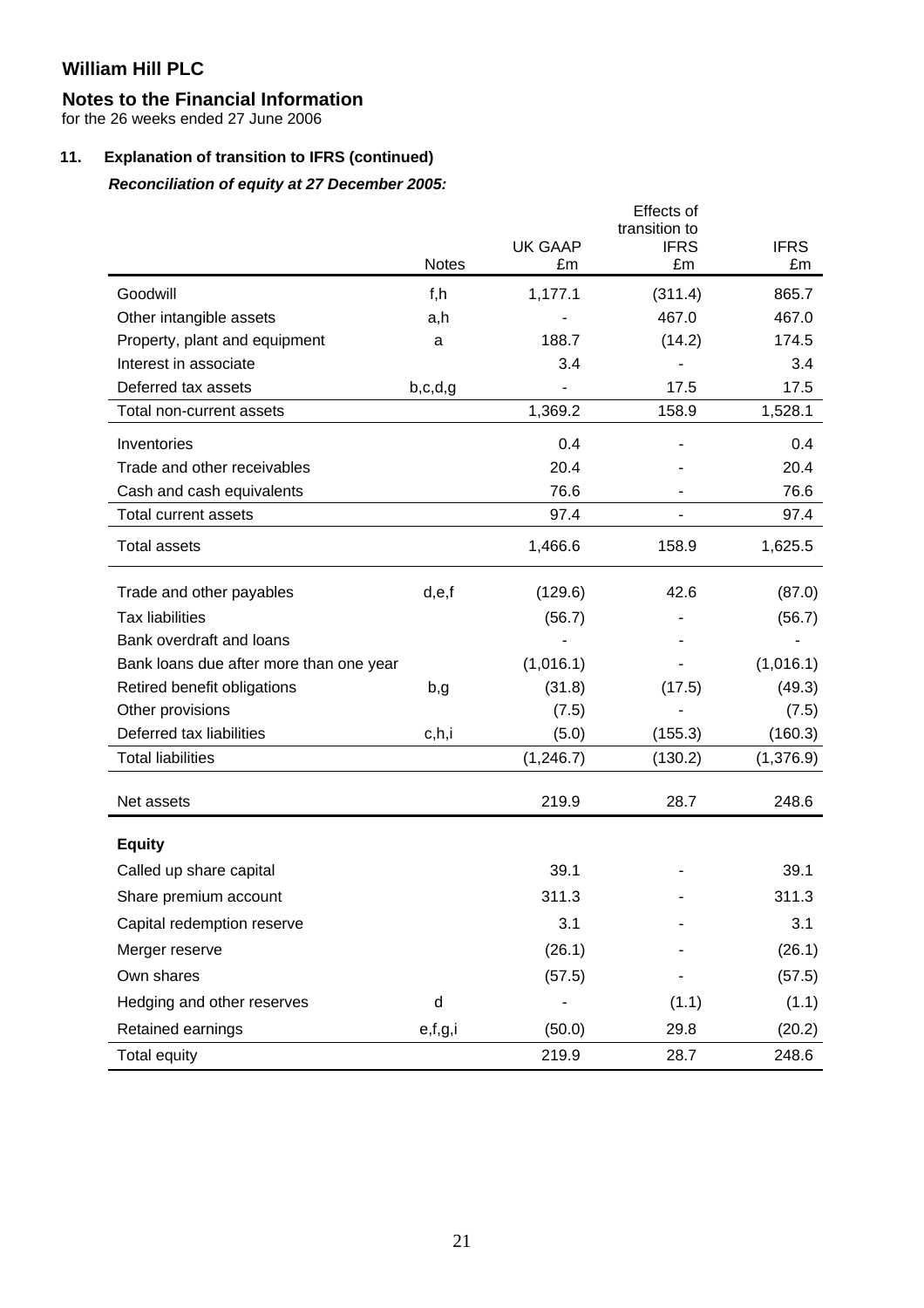**William Hill PLC**

**Notes to the Financial Information**

for the 26 weeks ended 27 June 2006

**11. Explanation of transition to IFRS (continued)**

***Reconciliation of equity at 27 December 2005:***

| | Notes | UK GAAP £m | Effects of transition to IFRS £m | IFRS £m |
|---|---|---|---|---|
| Goodwill | f,h | 1,177.1 | (311.4) | 865.7 |
| Other intangible assets | a,h | - | 467.0 | 467.0 |
| Property, plant and equipment | a | 188.7 | (14.2) | 174.5 |
| Interest in associate | | 3.4 | - | 3.4 |
| Deferred tax assets | b,c,d,g | - | 17.5 | 17.5 |
| Total non-current assets | | 1,369.2 | 158.9 | 1,528.1 |
| Inventories | | 0.4 | - | 0.4 |
| Trade and other receivables | | 20.4 | - | 20.4 |
| Cash and cash equivalents | | 76.6 | - | 76.6 |
| Total current assets | | 97.4 | - | 97.4 |
| Total assets | | 1,466.6 | 158.9 | 1,625.5 |
| Trade and other payables | d,e,f | (129.6) | 42.6 | (87.0) |
| Tax liabilities | | (56.7) | - | (56.7) |
| Bank overdraft and loans | | - | - | - |
| Bank loans due after more than one year | | (1,016.1) | - | (1,016.1) |
| Retired benefit obligations | b,g | (31.8) | (17.5) | (49.3) |
| Other provisions | | (7.5) | - | (7.5) |
| Deferred tax liabilities | c,h,i | (5.0) | (155.3) | (160.3) |
| Total liabilities | | (1,246.7) | (130.2) | (1,376.9) |
| Net assets | | 219.9 | 28.7 | 248.6 |
| **Equity** | | | | |
| Called up share capital | | 39.1 | - | 39.1 |
| Share premium account | | 311.3 | - | 311.3 |
| Capital redemption reserve | | 3.1 | - | 3.1 |
| Merger reserve | | (26.1) | - | (26.1) |
| Own shares | | (57.5) | - | (57.5) |
| Hedging and other reserves | d | - | (1.1) | (1.1) |
| Retained earnings | e,f,g,i | (50.0) | 29.8 | (20.2) |
| Total equity | | 219.9 | 28.7 | 248.6 |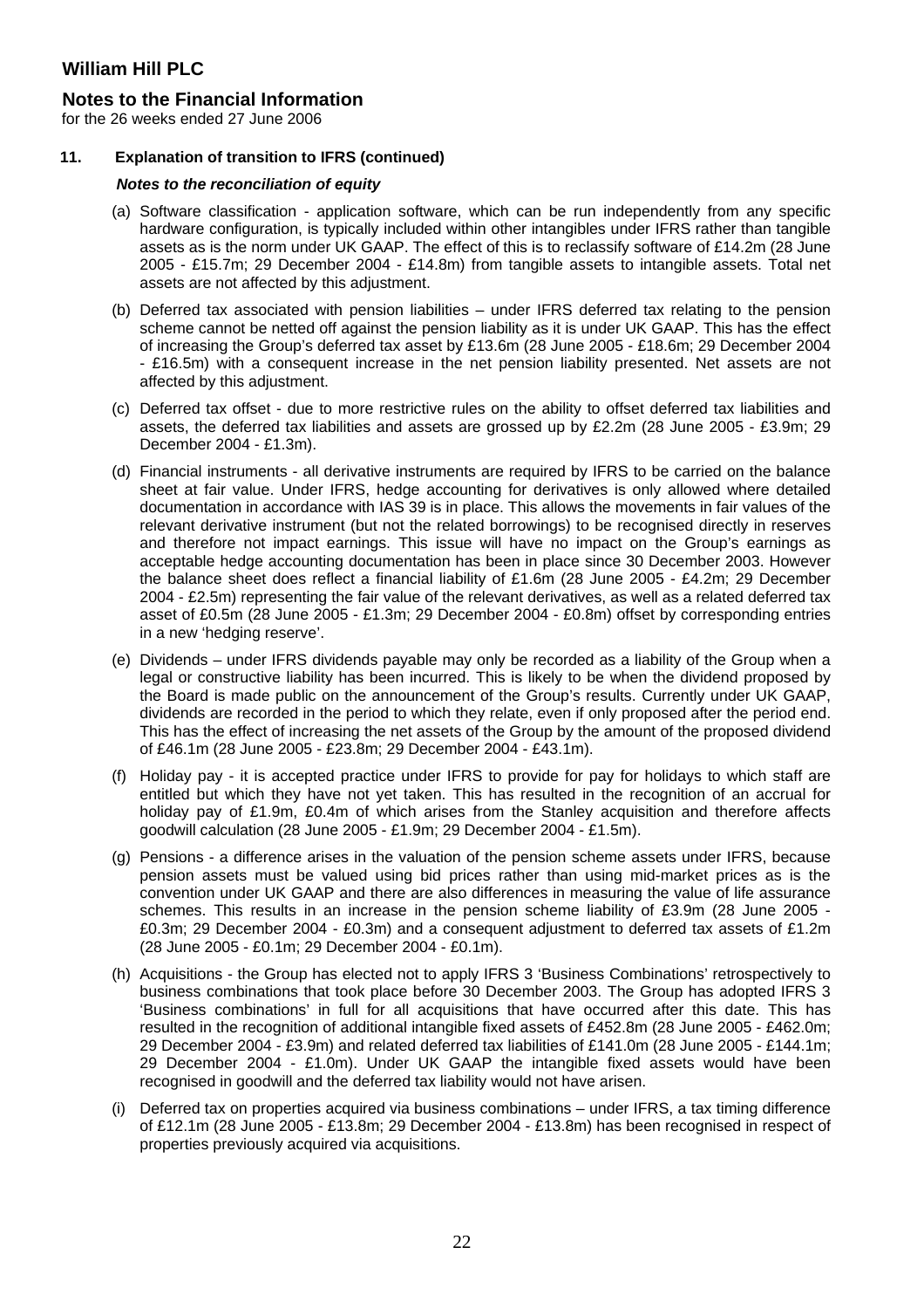# William Hill PLC

## Notes to the Financial Information

for the 26 weeks ended 27 June 2006

### 11. Explanation of transition to IFRS (continued)

***Notes to the reconciliation of equity***

(a) Software classification - application software, which can be run independently from any specific hardware configuration, is typically included within other intangibles under IFRS rather than tangible assets as is the norm under UK GAAP. The effect of this is to reclassify software of £14.2m (28 June 2005 - £15.7m; 29 December 2004 - £14.8m) from tangible assets to intangible assets. Total net assets are not affected by this adjustment.

(b) Deferred tax associated with pension liabilities – under IFRS deferred tax relating to the pension scheme cannot be netted off against the pension liability as it is under UK GAAP. This has the effect of increasing the Group's deferred tax asset by £13.6m (28 June 2005 - £18.6m; 29 December 2004 - £16.5m) with a consequent increase in the net pension liability presented. Net assets are not affected by this adjustment.

(c) Deferred tax offset - due to more restrictive rules on the ability to offset deferred tax liabilities and assets, the deferred tax liabilities and assets are grossed up by £2.2m (28 June 2005 - £3.9m; 29 December 2004 - £1.3m).

(d) Financial instruments - all derivative instruments are required by IFRS to be carried on the balance sheet at fair value. Under IFRS, hedge accounting for derivatives is only allowed where detailed documentation in accordance with IAS 39 is in place. This allows the movements in fair values of the relevant derivative instrument (but not the related borrowings) to be recognised directly in reserves and therefore not impact earnings. This issue will have no impact on the Group's earnings as acceptable hedge accounting documentation has been in place since 30 December 2003. However the balance sheet does reflect a financial liability of £1.6m (28 June 2005 - £4.2m; 29 December 2004 - £2.5m) representing the fair value of the relevant derivatives, as well as a related deferred tax asset of £0.5m (28 June 2005 - £1.3m; 29 December 2004 - £0.8m) offset by corresponding entries in a new 'hedging reserve'.

(e) Dividends – under IFRS dividends payable may only be recorded as a liability of the Group when a legal or constructive liability has been incurred. This is likely to be when the dividend proposed by the Board is made public on the announcement of the Group's results. Currently under UK GAAP, dividends are recorded in the period to which they relate, even if only proposed after the period end. This has the effect of increasing the net assets of the Group by the amount of the proposed dividend of £46.1m (28 June 2005 - £23.8m; 29 December 2004 - £43.1m).

(f) Holiday pay - it is accepted practice under IFRS to provide for pay for holidays to which staff are entitled but which they have not yet taken. This has resulted in the recognition of an accrual for holiday pay of £1.9m, £0.4m of which arises from the Stanley acquisition and therefore affects goodwill calculation (28 June 2005 - £1.9m; 29 December 2004 - £1.5m).

(g) Pensions - a difference arises in the valuation of the pension scheme assets under IFRS, because pension assets must be valued using bid prices rather than using mid-market prices as is the convention under UK GAAP and there are also differences in measuring the value of life assurance schemes. This results in an increase in the pension scheme liability of £3.9m (28 June 2005 - £0.3m; 29 December 2004 - £0.3m) and a consequent adjustment to deferred tax assets of £1.2m (28 June 2005 - £0.1m; 29 December 2004 - £0.1m).

(h) Acquisitions - the Group has elected not to apply IFRS 3 'Business Combinations' retrospectively to business combinations that took place before 30 December 2003. The Group has adopted IFRS 3 'Business combinations' in full for all acquisitions that have occurred after this date. This has resulted in the recognition of additional intangible fixed assets of £452.8m (28 June 2005 - £462.0m; 29 December 2004 - £3.9m) and related deferred tax liabilities of £141.0m (28 June 2005 - £144.1m; 29 December 2004 - £1.0m). Under UK GAAP the intangible fixed assets would have been recognised in goodwill and the deferred tax liability would not have arisen.

(i) Deferred tax on properties acquired via business combinations – under IFRS, a tax timing difference of £12.1m (28 June 2005 - £13.8m; 29 December 2004 - £13.8m) has been recognised in respect of properties previously acquired via acquisitions.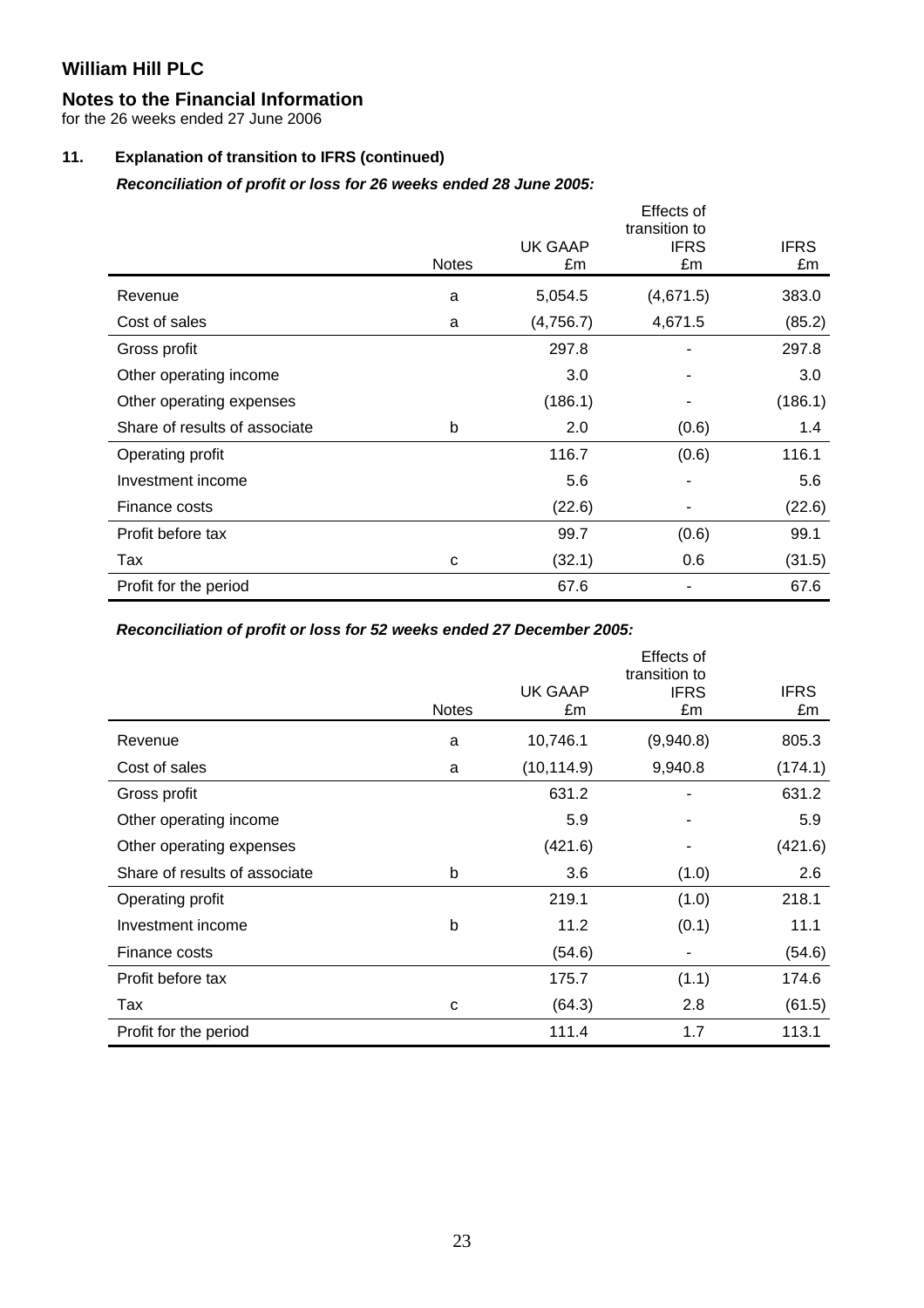# William Hill PLC

## Notes to the Financial Information

for the 26 weeks ended 27 June 2006

### 11. Explanation of transition to IFRS (continued)

***Reconciliation of profit or loss for 26 weeks ended 28 June 2005:***

| | Notes | UK GAAP £m | Effects of transition to IFRS £m | IFRS £m |
|---|---|---|---|---|
| Revenue | a | 5,054.5 | (4,671.5) | 383.0 |
| Cost of sales | a | (4,756.7) | 4,671.5 | (85.2) |
| Gross profit | | 297.8 | - | 297.8 |
| Other operating income | | 3.0 | - | 3.0 |
| Other operating expenses | | (186.1) | - | (186.1) |
| Share of results of associate | b | 2.0 | (0.6) | 1.4 |
| Operating profit | | 116.7 | (0.6) | 116.1 |
| Investment income | | 5.6 | - | 5.6 |
| Finance costs | | (22.6) | - | (22.6) |
| Profit before tax | | 99.7 | (0.6) | 99.1 |
| Tax | c | (32.1) | 0.6 | (31.5) |
| Profit for the period | | 67.6 | - | 67.6 |

***Reconciliation of profit or loss for 52 weeks ended 27 December 2005:***

| | Notes | UK GAAP £m | Effects of transition to IFRS £m | IFRS £m |
|---|---|---|---|---|
| Revenue | a | 10,746.1 | (9,940.8) | 805.3 |
| Cost of sales | a | (10,114.9) | 9,940.8 | (174.1) |
| Gross profit | | 631.2 | - | 631.2 |
| Other operating income | | 5.9 | - | 5.9 |
| Other operating expenses | | (421.6) | - | (421.6) |
| Share of results of associate | b | 3.6 | (1.0) | 2.6 |
| Operating profit | | 219.1 | (1.0) | 218.1 |
| Investment income | b | 11.2 | (0.1) | 11.1 |
| Finance costs | | (54.6) | - | (54.6) |
| Profit before tax | | 175.7 | (1.1) | 174.6 |
| Tax | c | (64.3) | 2.8 | (61.5) |
| Profit for the period | | 111.4 | 1.7 | 113.1 |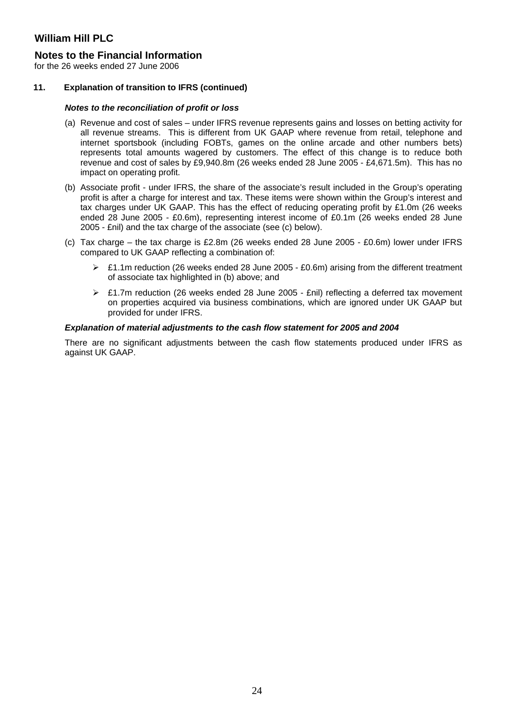# William Hill PLC

## Notes to the Financial Information

for the 26 weeks ended 27 June 2006

### 11. Explanation of transition to IFRS (continued)

***Notes to the reconciliation of profit or loss***

(a) Revenue and cost of sales – under IFRS revenue represents gains and losses on betting activity for all revenue streams. This is different from UK GAAP where revenue from retail, telephone and internet sportsbook (including FOBTs, games on the online arcade and other numbers bets) represents total amounts wagered by customers. The effect of this change is to reduce both revenue and cost of sales by £9,940.8m (26 weeks ended 28 June 2005 - £4,671.5m). This has no impact on operating profit.

(b) Associate profit - under IFRS, the share of the associate's result included in the Group's operating profit is after a charge for interest and tax. These items were shown within the Group's interest and tax charges under UK GAAP. This has the effect of reducing operating profit by £1.0m (26 weeks ended 28 June 2005 - £0.6m), representing interest income of £0.1m (26 weeks ended 28 June 2005 - £nil) and the tax charge of the associate (see (c) below).

(c) Tax charge – the tax charge is £2.8m (26 weeks ended 28 June 2005 - £0.6m) lower under IFRS compared to UK GAAP reflecting a combination of:

- £1.1m reduction (26 weeks ended 28 June 2005 - £0.6m) arising from the different treatment of associate tax highlighted in (b) above; and
- £1.7m reduction (26 weeks ended 28 June 2005 - £nil) reflecting a deferred tax movement on properties acquired via business combinations, which are ignored under UK GAAP but provided for under IFRS.

***Explanation of material adjustments to the cash flow statement for 2005 and 2004***

There are no significant adjustments between the cash flow statements produced under IFRS as against UK GAAP.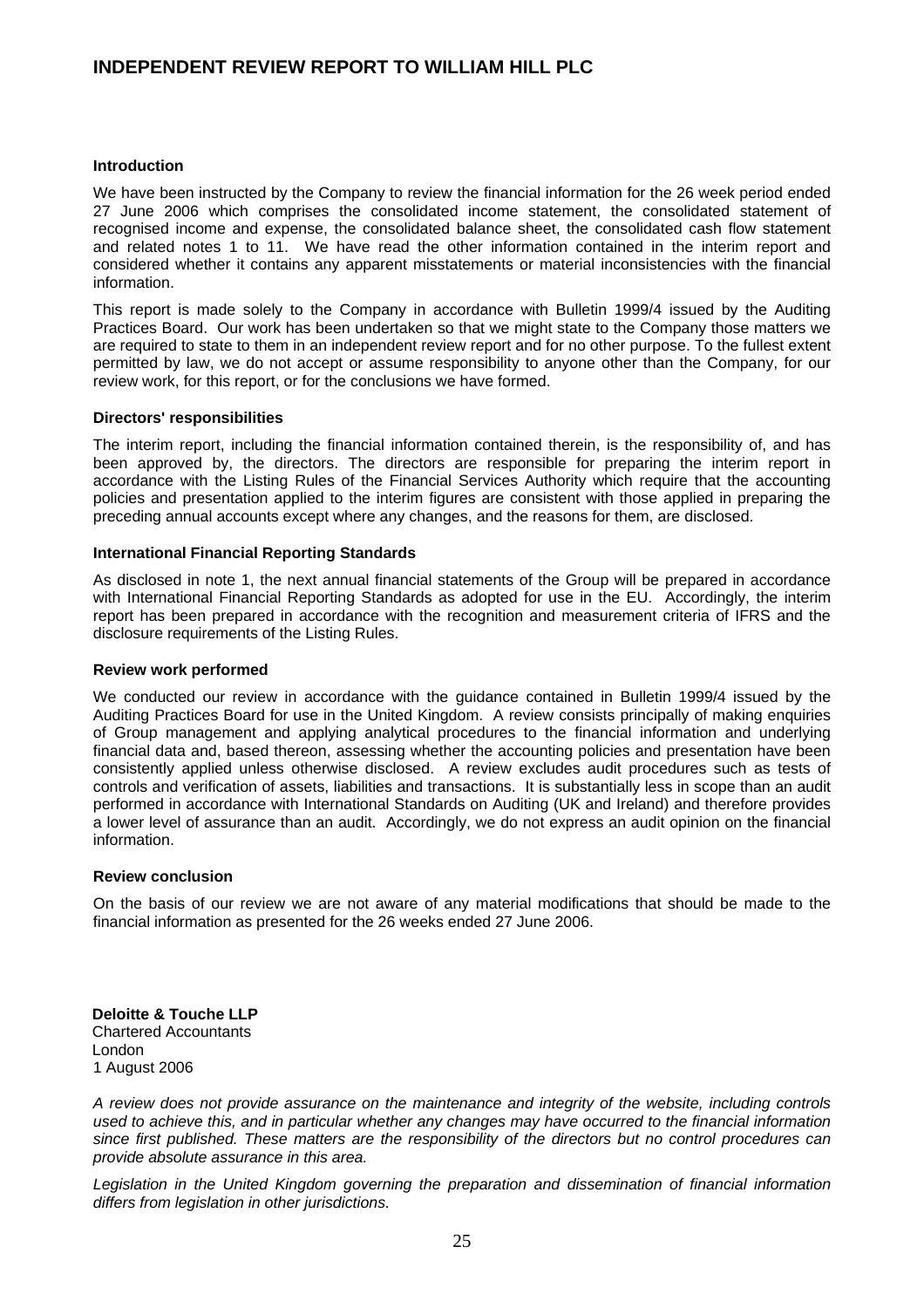# INDEPENDENT REVIEW REPORT TO WILLIAM HILL PLC

**Introduction**

We have been instructed by the Company to review the financial information for the 26 week period ended 27 June 2006 which comprises the consolidated income statement, the consolidated statement of recognised income and expense, the consolidated balance sheet, the consolidated cash flow statement and related notes 1 to 11. We have read the other information contained in the interim report and considered whether it contains any apparent misstatements or material inconsistencies with the financial information.

This report is made solely to the Company in accordance with Bulletin 1999/4 issued by the Auditing Practices Board. Our work has been undertaken so that we might state to the Company those matters we are required to state to them in an independent review report and for no other purpose. To the fullest extent permitted by law, we do not accept or assume responsibility to anyone other than the Company, for our review work, for this report, or for the conclusions we have formed.

**Directors' responsibilities**

The interim report, including the financial information contained therein, is the responsibility of, and has been approved by, the directors. The directors are responsible for preparing the interim report in accordance with the Listing Rules of the Financial Services Authority which require that the accounting policies and presentation applied to the interim figures are consistent with those applied in preparing the preceding annual accounts except where any changes, and the reasons for them, are disclosed.

**International Financial Reporting Standards**

As disclosed in note 1, the next annual financial statements of the Group will be prepared in accordance with International Financial Reporting Standards as adopted for use in the EU. Accordingly, the interim report has been prepared in accordance with the recognition and measurement criteria of IFRS and the disclosure requirements of the Listing Rules.

**Review work performed**

We conducted our review in accordance with the guidance contained in Bulletin 1999/4 issued by the Auditing Practices Board for use in the United Kingdom. A review consists principally of making enquiries of Group management and applying analytical procedures to the financial information and underlying financial data and, based thereon, assessing whether the accounting policies and presentation have been consistently applied unless otherwise disclosed. A review excludes audit procedures such as tests of controls and verification of assets, liabilities and transactions. It is substantially less in scope than an audit performed in accordance with International Standards on Auditing (UK and Ireland) and therefore provides a lower level of assurance than an audit. Accordingly, we do not express an audit opinion on the financial information.

**Review conclusion**

On the basis of our review we are not aware of any material modifications that should be made to the financial information as presented for the 26 weeks ended 27 June 2006.

**Deloitte & Touche LLP**
Chartered Accountants
London
1 August 2006

*A review does not provide assurance on the maintenance and integrity of the website, including controls used to achieve this, and in particular whether any changes may have occurred to the financial information since first published. These matters are the responsibility of the directors but no control procedures can provide absolute assurance in this area.*

*Legislation in the United Kingdom governing the preparation and dissemination of financial information differs from legislation in other jurisdictions.*